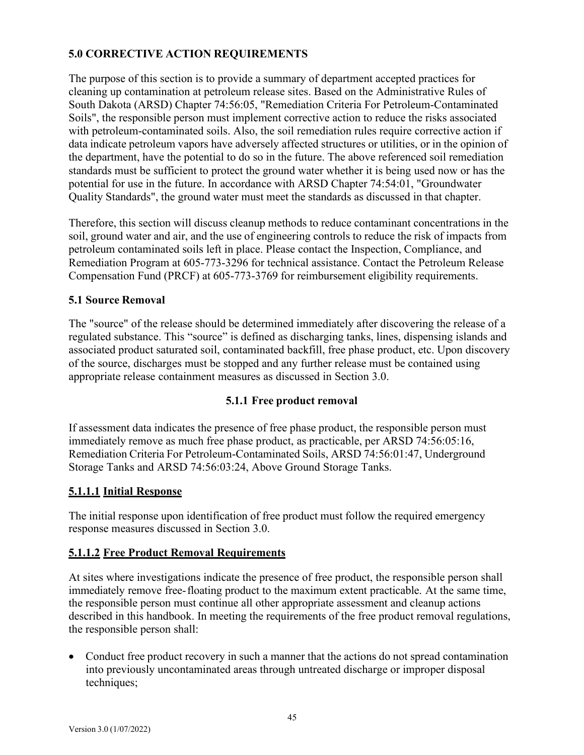# 5.0 CORRECTIVE ACTION REQUIREMENTS

The purpose of this section is to provide a summary of department accepted practices for cleaning up contamination at petroleum release sites. Based on the Administrative Rules of South Dakota (ARSD) Chapter 74:56:05, "Remediation Criteria For Petroleum-Contaminated Soils", the responsible person must implement corrective action to reduce the risks associated with petroleum-contaminated soils. Also, the soil remediation rules require corrective action if data indicate petroleum vapors have adversely affected structures or utilities, or in the opinion of the department, have the potential to do so in the future. The above referenced soil remediation standards must be sufficient to protect the ground water whether it is being used now or has the potential for use in the future. In accordance with ARSD Chapter 74:54:01, "Groundwater Quality Standards", the ground water must meet the standards as discussed in that chapter.

Therefore, this section will discuss cleanup methods to reduce contaminant concentrations in the soil, ground water and air, and the use of engineering controls to reduce the risk of impacts from petroleum contaminated soils left in place. Please contact the Inspection, Compliance, and Remediation Program at 605-773-3296 for technical assistance. Contact the Petroleum Release Compensation Fund (PRCF) at 605-773-3769 for reimbursement eligibility requirements.

## 5.1 Source Removal

The "source" of the release should be determined immediately after discovering the release of a regulated substance. This “source” is defined as discharging tanks, lines, dispensing islands and associated product saturated soil, contaminated backfill, free phase product, etc. Upon discovery of the source, discharges must be stopped and any further release must be contained using appropriate release containment measures as discussed in Section 3.0.

### 5.1.1 Free product removal

If assessment data indicates the presence of free phase product, the responsible person must immediately remove as much free phase product, as practicable, per ARSD 74:56:05:16, Remediation Criteria For Petroleum-Contaminated Soils, ARSD 74:56:01:47, Underground Storage Tanks and ARSD 74:56:03:24, Above Ground Storage Tanks.

#### 5.1.1.1 Initial Response

The initial response upon identification of free product must follow the required emergency response measures discussed in Section 3.0.

#### 5.1.1.2 Free Product Removal Requirements

At sites where investigations indicate the presence of free product, the responsible person shall immediately remove free-floating product to the maximum extent practicable. At the same time, the responsible person must continue all other appropriate assessment and cleanup actions described in this handbook. In meeting the requirements of the free product removal regulations, the responsible person shall:

- Conduct free product recovery in such a manner that the actions do not spread contamination into previously uncontaminated areas through untreated discharge or improper disposal techniques;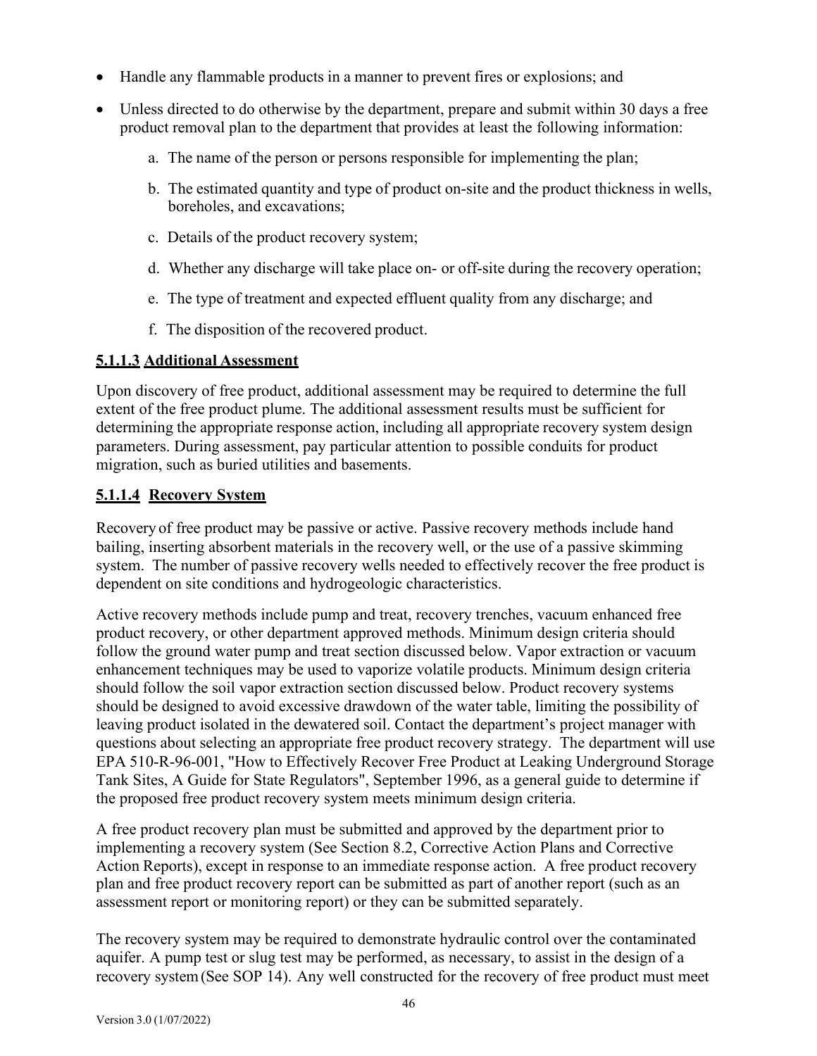- Handle any flammable products in a manner to prevent fires or explosions; and
- Unless directed to do otherwise by the department, prepare and submit within 30 days a free product removal plan to the department that provides at least the following information:

    a. The name of the person or persons responsible for implementing the plan;

    b. The estimated quantity and type of product on-site and the product thickness in wells, boreholes, and excavations;

    c. Details of the product recovery system;

    d. Whether any discharge will take place on- or off-site during the recovery operation;

    e. The type of treatment and expected effluent quality from any discharge; and

    f. The disposition of the recovered product.

#### 5.1.1.3 Additional Assessment

Upon discovery of free product, additional assessment may be required to determine the full extent of the free product plume. The additional assessment results must be sufficient for determining the appropriate response action, including all appropriate recovery system design parameters. During assessment, pay particular attention to possible conduits for product migration, such as buried utilities and basements.

#### 5.1.1.4 Recovery System

Recovery of free product may be passive or active. Passive recovery methods include hand bailing, inserting absorbent materials in the recovery well, or the use of a passive skimming system. The number of passive recovery wells needed to effectively recover the free product is dependent on site conditions and hydrogeologic characteristics.

Active recovery methods include pump and treat, recovery trenches, vacuum enhanced free product recovery, or other department approved methods. Minimum design criteria should follow the ground water pump and treat section discussed below. Vapor extraction or vacuum enhancement techniques may be used to vaporize volatile products. Minimum design criteria should follow the soil vapor extraction section discussed below. Product recovery systems should be designed to avoid excessive drawdown of the water table, limiting the possibility of leaving product isolated in the dewatered soil. Contact the department's project manager with questions about selecting an appropriate free product recovery strategy. The department will use EPA 510-R-96-001, "How to Effectively Recover Free Product at Leaking Underground Storage Tank Sites, A Guide for State Regulators", September 1996, as a general guide to determine if the proposed free product recovery system meets minimum design criteria.

A free product recovery plan must be submitted and approved by the department prior to implementing a recovery system (See Section 8.2, Corrective Action Plans and Corrective Action Reports), except in response to an immediate response action. A free product recovery plan and free product recovery report can be submitted as part of another report (such as an assessment report or monitoring report) or they can be submitted separately.

The recovery system may be required to demonstrate hydraulic control over the contaminated aquifer. A pump test or slug test may be performed, as necessary, to assist in the design of a recovery system (See SOP 14). Any well constructed for the recovery of free product must meet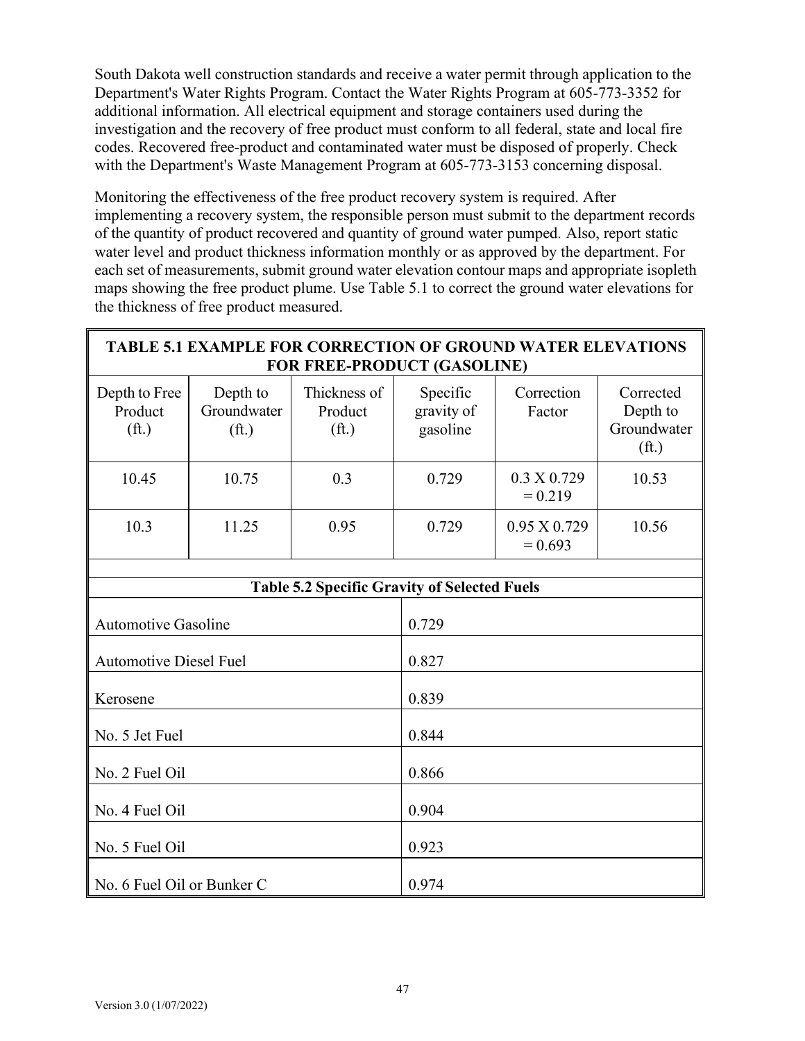South Dakota well construction standards and receive a water permit through application to the Department's Water Rights Program. Contact the Water Rights Program at 605-773-3352 for additional information. All electrical equipment and storage containers used during the investigation and the recovery of free product must conform to all federal, state and local fire codes. Recovered free-product and contaminated water must be disposed of properly. Check with the Department's Waste Management Program at 605-773-3153 concerning disposal.

Monitoring the effectiveness of the free product recovery system is required. After implementing a recovery system, the responsible person must submit to the department records of the quantity of product recovered and quantity of ground water pumped. Also, report static water level and product thickness information monthly or as approved by the department. For each set of measurements, submit ground water elevation contour maps and appropriate isopleth maps showing the free product plume. Use Table 5.1 to correct the ground water elevations for the thickness of free product measured.

**TABLE 5.1 EXAMPLE FOR CORRECTION OF GROUND WATER ELEVATIONS FOR FREE-PRODUCT (GASOLINE)**

| Depth to Free Product (ft.) | Depth to Groundwater (ft.) | Thickness of Product (ft.) | Specific gravity of gasoline | Correction Factor | Corrected Depth to Groundwater (ft.) |
|---|---|---|---|---|---|
| 10.45 | 10.75 | 0.3 | 0.729 | 0.3 X 0.729 = 0.219 | 10.53 |
| 10.3 | 11.25 | 0.95 | 0.729 | 0.95 X 0.729 = 0.693 | 10.56 |

**Table 5.2 Specific Gravity of Selected Fuels**

| Fuel | Specific Gravity |
|---|---|
| Automotive Gasoline | 0.729 |
| Automotive Diesel Fuel | 0.827 |
| Kerosene | 0.839 |
| No. 5 Jet Fuel | 0.844 |
| No. 2 Fuel Oil | 0.866 |
| No. 4 Fuel Oil | 0.904 |
| No. 5 Fuel Oil | 0.923 |
| No. 6 Fuel Oil or Bunker C | 0.974 |

Version 3.0 (1/07/2022)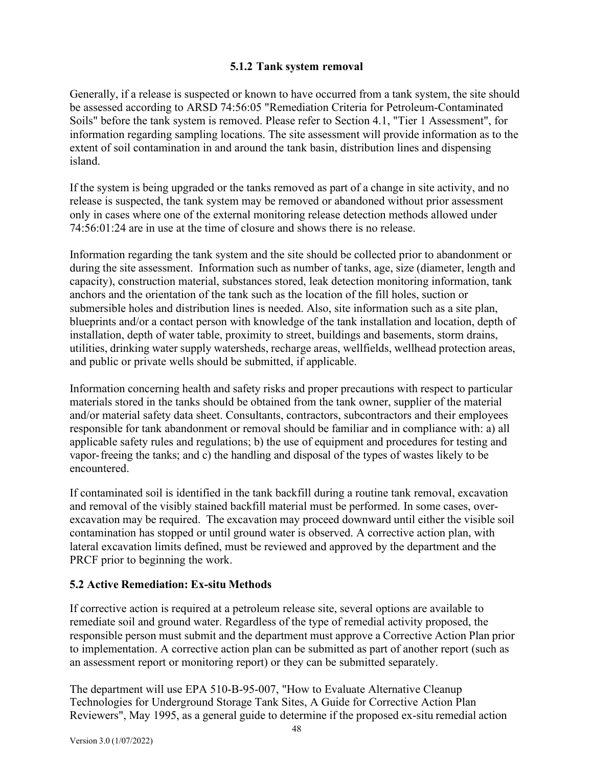### 5.1.2 Tank system removal

Generally, if a release is suspected or known to have occurred from a tank system, the site should be assessed according to ARSD 74:56:05 "Remediation Criteria for Petroleum-Contaminated Soils" before the tank system is removed. Please refer to Section 4.1, "Tier 1 Assessment", for information regarding sampling locations. The site assessment will provide information as to the extent of soil contamination in and around the tank basin, distribution lines and dispensing island.

If the system is being upgraded or the tanks removed as part of a change in site activity, and no release is suspected, the tank system may be removed or abandoned without prior assessment only in cases where one of the external monitoring release detection methods allowed under 74:56:01:24 are in use at the time of closure and shows there is no release.

Information regarding the tank system and the site should be collected prior to abandonment or during the site assessment. Information such as number of tanks, age, size (diameter, length and capacity), construction material, substances stored, leak detection monitoring information, tank anchors and the orientation of the tank such as the location of the fill holes, suction or submersible holes and distribution lines is needed. Also, site information such as a site plan, blueprints and/or a contact person with knowledge of the tank installation and location, depth of installation, depth of water table, proximity to street, buildings and basements, storm drains, utilities, drinking water supply watersheds, recharge areas, wellfields, wellhead protection areas, and public or private wells should be submitted, if applicable.

Information concerning health and safety risks and proper precautions with respect to particular materials stored in the tanks should be obtained from the tank owner, supplier of the material and/or material safety data sheet. Consultants, contractors, subcontractors and their employees responsible for tank abandonment or removal should be familiar and in compliance with: a) all applicable safety rules and regulations; b) the use of equipment and procedures for testing and vapor-freeing the tanks; and c) the handling and disposal of the types of wastes likely to be encountered.

If contaminated soil is identified in the tank backfill during a routine tank removal, excavation and removal of the visibly stained backfill material must be performed. In some cases, over-excavation may be required. The excavation may proceed downward until either the visible soil contamination has stopped or until ground water is observed. A corrective action plan, with lateral excavation limits defined, must be reviewed and approved by the department and the PRCF prior to beginning the work.

## 5.2 Active Remediation: Ex-situ Methods

If corrective action is required at a petroleum release site, several options are available to remediate soil and ground water. Regardless of the type of remedial activity proposed, the responsible person must submit and the department must approve a Corrective Action Plan prior to implementation. A corrective action plan can be submitted as part of another report (such as an assessment report or monitoring report) or they can be submitted separately.

The department will use EPA 510-B-95-007, "How to Evaluate Alternative Cleanup Technologies for Underground Storage Tank Sites, A Guide for Corrective Action Plan Reviewers", May 1995, as a general guide to determine if the proposed ex-situ remedial action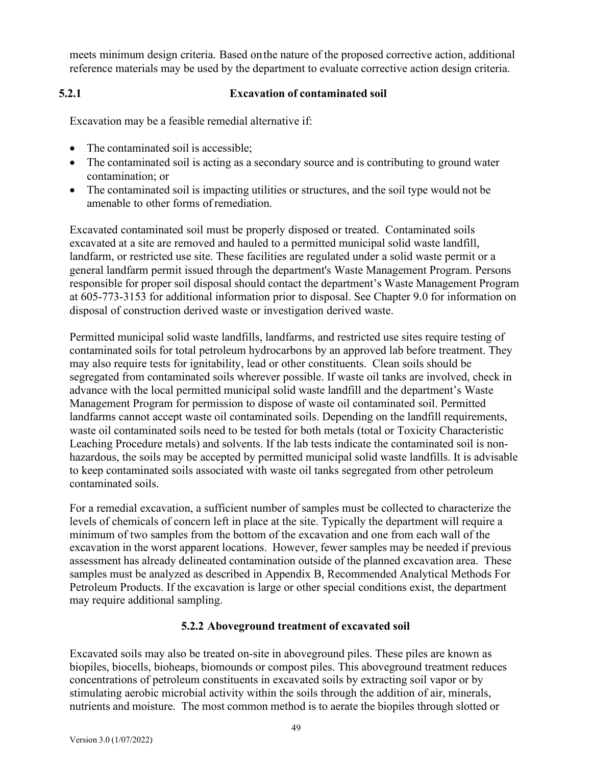meets minimum design criteria. Based on the nature of the proposed corrective action, additional reference materials may be used by the department to evaluate corrective action design criteria.

### 5.2.1 Excavation of contaminated soil

Excavation may be a feasible remedial alternative if:

- The contaminated soil is accessible;
- The contaminated soil is acting as a secondary source and is contributing to ground water contamination; or
- The contaminated soil is impacting utilities or structures, and the soil type would not be amenable to other forms of remediation.

Excavated contaminated soil must be properly disposed or treated. Contaminated soils excavated at a site are removed and hauled to a permitted municipal solid waste landfill, landfarm, or restricted use site. These facilities are regulated under a solid waste permit or a general landfarm permit issued through the department's Waste Management Program. Persons responsible for proper soil disposal should contact the department's Waste Management Program at 605-773-3153 for additional information prior to disposal. See Chapter 9.0 for information on disposal of construction derived waste or investigation derived waste.

Permitted municipal solid waste landfills, landfarms, and restricted use sites require testing of contaminated soils for total petroleum hydrocarbons by an approved lab before treatment. They may also require tests for ignitability, lead or other constituents. Clean soils should be segregated from contaminated soils wherever possible. If waste oil tanks are involved, check in advance with the local permitted municipal solid waste landfill and the department's Waste Management Program for permission to dispose of waste oil contaminated soil. Permitted landfarms cannot accept waste oil contaminated soils. Depending on the landfill requirements, waste oil contaminated soils need to be tested for both metals (total or Toxicity Characteristic Leaching Procedure metals) and solvents. If the lab tests indicate the contaminated soil is non-hazardous, the soils may be accepted by permitted municipal solid waste landfills. It is advisable to keep contaminated soils associated with waste oil tanks segregated from other petroleum contaminated soils.

For a remedial excavation, a sufficient number of samples must be collected to characterize the levels of chemicals of concern left in place at the site. Typically the department will require a minimum of two samples from the bottom of the excavation and one from each wall of the excavation in the worst apparent locations. However, fewer samples may be needed if previous assessment has already delineated contamination outside of the planned excavation area. These samples must be analyzed as described in Appendix B, Recommended Analytical Methods For Petroleum Products. If the excavation is large or other special conditions exist, the department may require additional sampling.

### 5.2.2 Aboveground treatment of excavated soil

Excavated soils may also be treated on-site in aboveground piles. These piles are known as biopiles, biocells, bioheaps, biomounds or compost piles. This aboveground treatment reduces concentrations of petroleum constituents in excavated soils by extracting soil vapor or by stimulating aerobic microbial activity within the soils through the addition of air, minerals, nutrients and moisture. The most common method is to aerate the biopiles through slotted or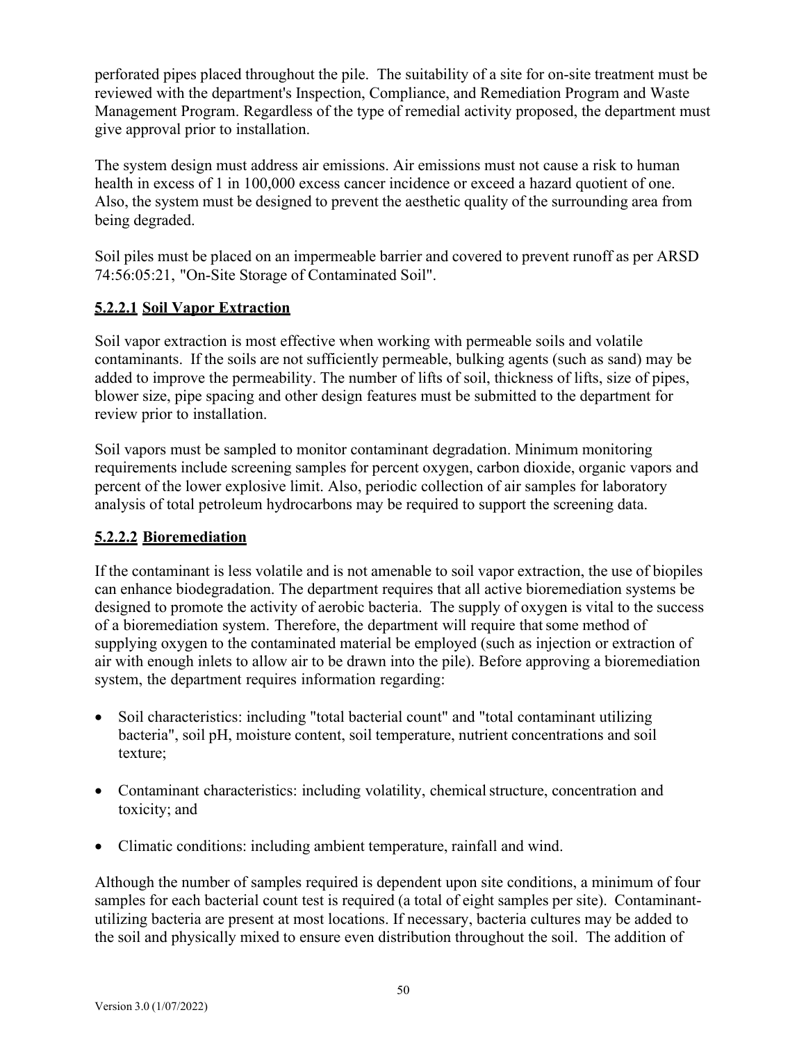perforated pipes placed throughout the pile. The suitability of a site for on-site treatment must be reviewed with the department's Inspection, Compliance, and Remediation Program and Waste Management Program. Regardless of the type of remedial activity proposed, the department must give approval prior to installation.

The system design must address air emissions. Air emissions must not cause a risk to human health in excess of 1 in 100,000 excess cancer incidence or exceed a hazard quotient of one. Also, the system must be designed to prevent the aesthetic quality of the surrounding area from being degraded.

Soil piles must be placed on an impermeable barrier and covered to prevent runoff as per ARSD 74:56:05:21, "On-Site Storage of Contaminated Soil".

### **5.2.2.1 Soil Vapor Extraction**

Soil vapor extraction is most effective when working with permeable soils and volatile contaminants. If the soils are not sufficiently permeable, bulking agents (such as sand) may be added to improve the permeability. The number of lifts of soil, thickness of lifts, size of pipes, blower size, pipe spacing and other design features must be submitted to the department for review prior to installation.

Soil vapors must be sampled to monitor contaminant degradation. Minimum monitoring requirements include screening samples for percent oxygen, carbon dioxide, organic vapors and percent of the lower explosive limit. Also, periodic collection of air samples for laboratory analysis of total petroleum hydrocarbons may be required to support the screening data.

### **5.2.2.2 Bioremediation**

If the contaminant is less volatile and is not amenable to soil vapor extraction, the use of biopiles can enhance biodegradation. The department requires that all active bioremediation systems be designed to promote the activity of aerobic bacteria. The supply of oxygen is vital to the success of a bioremediation system. Therefore, the department will require that some method of supplying oxygen to the contaminated material be employed (such as injection or extraction of air with enough inlets to allow air to be drawn into the pile). Before approving a bioremediation system, the department requires information regarding:

- Soil characteristics: including "total bacterial count" and "total contaminant utilizing bacteria", soil pH, moisture content, soil temperature, nutrient concentrations and soil texture;
- Contaminant characteristics: including volatility, chemical structure, concentration and toxicity; and
- Climatic conditions: including ambient temperature, rainfall and wind.

Although the number of samples required is dependent upon site conditions, a minimum of four samples for each bacterial count test is required (a total of eight samples per site). Contaminant-utilizing bacteria are present at most locations. If necessary, bacteria cultures may be added to the soil and physically mixed to ensure even distribution throughout the soil. The addition of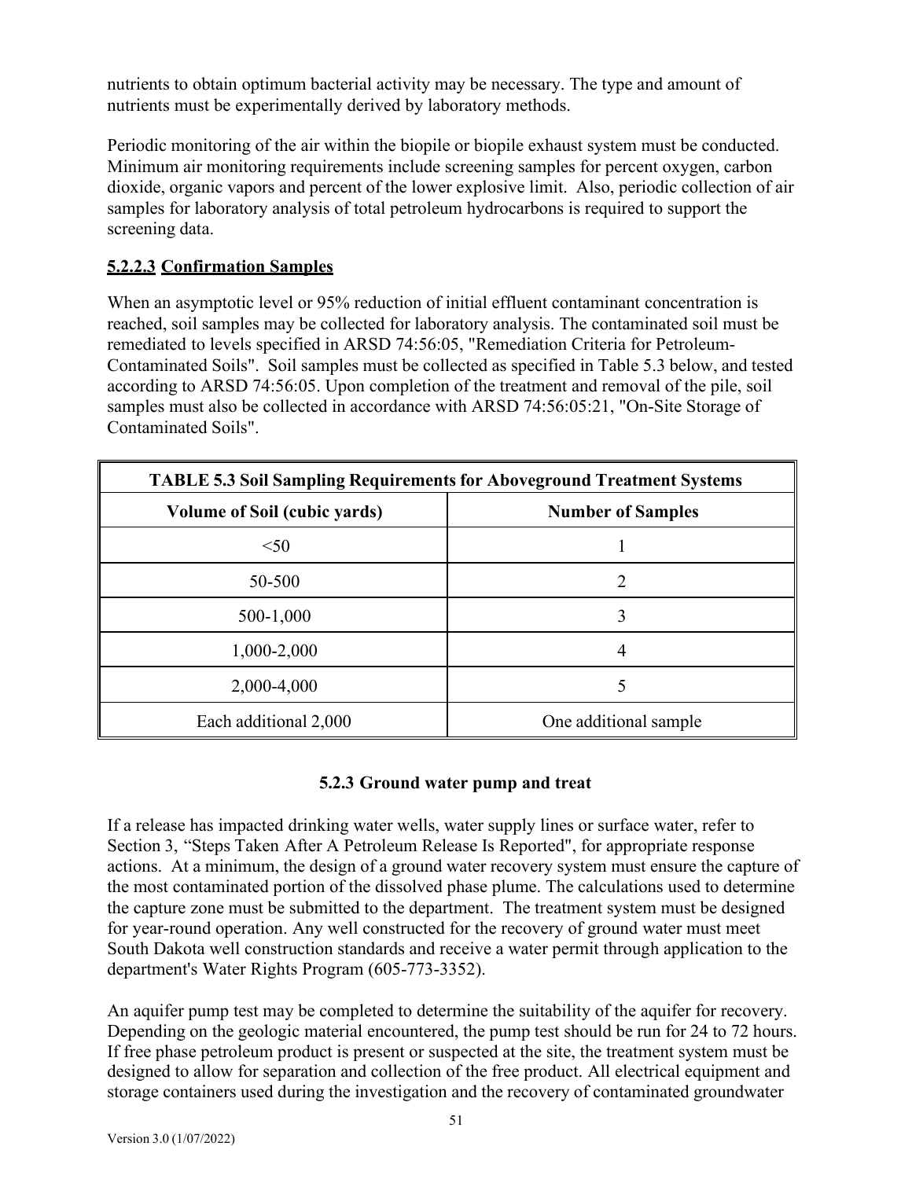nutrients to obtain optimum bacterial activity may be necessary. The type and amount of nutrients must be experimentally derived by laboratory methods.

Periodic monitoring of the air within the biopile or biopile exhaust system must be conducted. Minimum air monitoring requirements include screening samples for percent oxygen, carbon dioxide, organic vapors and percent of the lower explosive limit. Also, periodic collection of air samples for laboratory analysis of total petroleum hydrocarbons is required to support the screening data.

#### **5.2.2.3 Confirmation Samples**

When an asymptotic level or 95% reduction of initial effluent contaminant concentration is reached, soil samples may be collected for laboratory analysis. The contaminated soil must be remediated to levels specified in ARSD 74:56:05, "Remediation Criteria for Petroleum-Contaminated Soils". Soil samples must be collected as specified in Table 5.3 below, and tested according to ARSD 74:56:05. Upon completion of the treatment and removal of the pile, soil samples must also be collected in accordance with ARSD 74:56:05:21, "On-Site Storage of Contaminated Soils".

**TABLE 5.3 Soil Sampling Requirements for Aboveground Treatment Systems**

| Volume of Soil (cubic yards) | Number of Samples |
|---|---|
| <50 | 1 |
| 50-500 | 2 |
| 500-1,000 | 3 |
| 1,000-2,000 | 4 |
| 2,000-4,000 | 5 |
| Each additional 2,000 | One additional sample |

### 5.2.3 Ground water pump and treat

If a release has impacted drinking water wells, water supply lines or surface water, refer to Section 3, "Steps Taken After A Petroleum Release Is Reported", for appropriate response actions. At a minimum, the design of a ground water recovery system must ensure the capture of the most contaminated portion of the dissolved phase plume. The calculations used to determine the capture zone must be submitted to the department. The treatment system must be designed for year-round operation. Any well constructed for the recovery of ground water must meet South Dakota well construction standards and receive a water permit through application to the department's Water Rights Program (605-773-3352).

An aquifer pump test may be completed to determine the suitability of the aquifer for recovery. Depending on the geologic material encountered, the pump test should be run for 24 to 72 hours. If free phase petroleum product is present or suspected at the site, the treatment system must be designed to allow for separation and collection of the free product. All electrical equipment and storage containers used during the investigation and the recovery of contaminated groundwater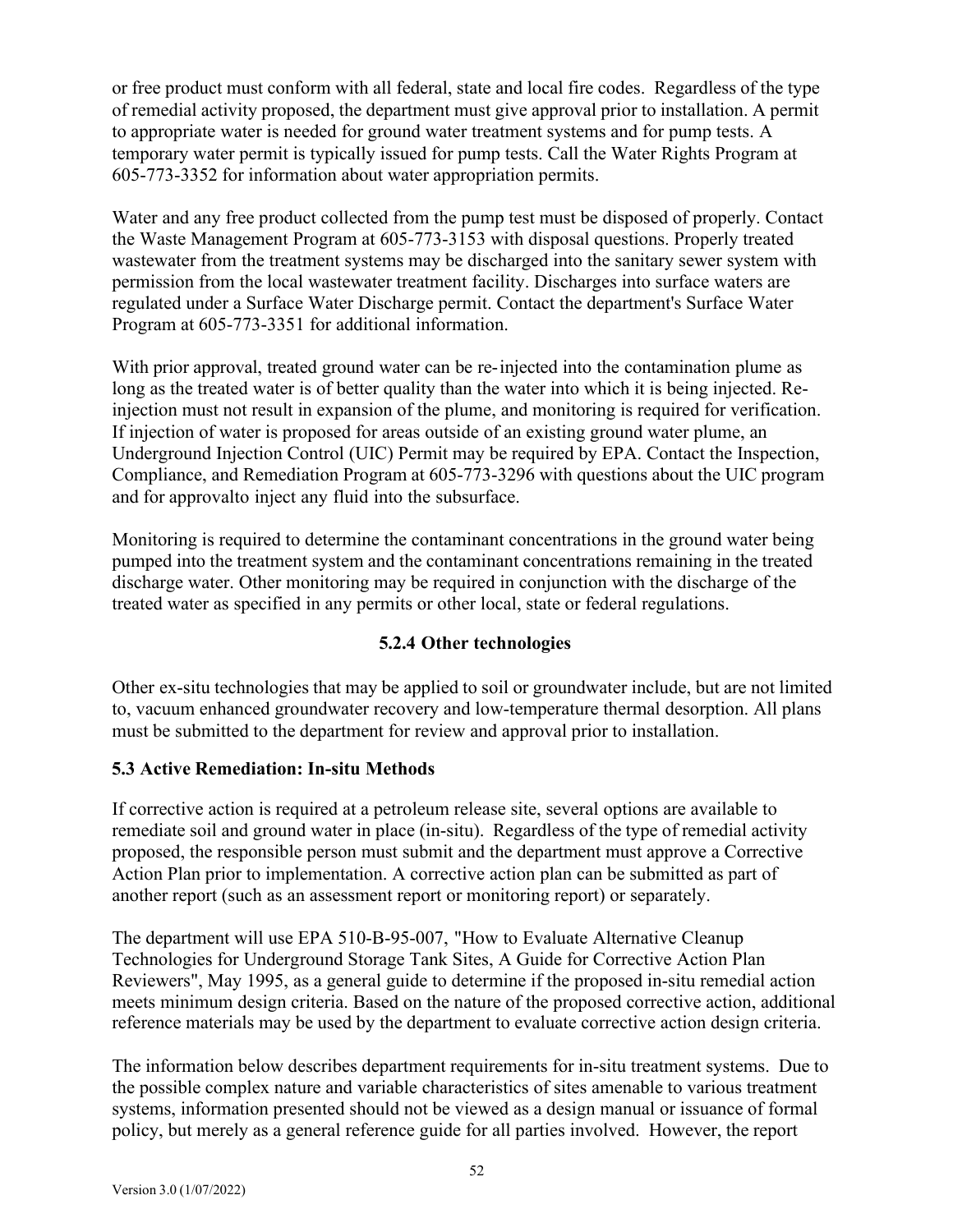or free product must conform with all federal, state and local fire codes. Regardless of the type of remedial activity proposed, the department must give approval prior to installation. A permit to appropriate water is needed for ground water treatment systems and for pump tests. A temporary water permit is typically issued for pump tests. Call the Water Rights Program at 605-773-3352 for information about water appropriation permits.

Water and any free product collected from the pump test must be disposed of properly. Contact the Waste Management Program at 605-773-3153 with disposal questions. Properly treated wastewater from the treatment systems may be discharged into the sanitary sewer system with permission from the local wastewater treatment facility. Discharges into surface waters are regulated under a Surface Water Discharge permit. Contact the department's Surface Water Program at 605-773-3351 for additional information.

With prior approval, treated ground water can be re-injected into the contamination plume as long as the treated water is of better quality than the water into which it is being injected. Re-injection must not result in expansion of the plume, and monitoring is required for verification. If injection of water is proposed for areas outside of an existing ground water plume, an Underground Injection Control (UIC) Permit may be required by EPA. Contact the Inspection, Compliance, and Remediation Program at 605-773-3296 with questions about the UIC program and for approvalto inject any fluid into the subsurface.

Monitoring is required to determine the contaminant concentrations in the ground water being pumped into the treatment system and the contaminant concentrations remaining in the treated discharge water. Other monitoring may be required in conjunction with the discharge of the treated water as specified in any permits or other local, state or federal regulations.

#### 5.2.4 Other technologies

Other ex-situ technologies that may be applied to soil or groundwater include, but are not limited to, vacuum enhanced groundwater recovery and low-temperature thermal desorption. All plans must be submitted to the department for review and approval prior to installation.

### 5.3 Active Remediation: In-situ Methods

If corrective action is required at a petroleum release site, several options are available to remediate soil and ground water in place (in-situ). Regardless of the type of remedial activity proposed, the responsible person must submit and the department must approve a Corrective Action Plan prior to implementation. A corrective action plan can be submitted as part of another report (such as an assessment report or monitoring report) or separately.

The department will use EPA 510-B-95-007, "How to Evaluate Alternative Cleanup Technologies for Underground Storage Tank Sites, A Guide for Corrective Action Plan Reviewers", May 1995, as a general guide to determine if the proposed in-situ remedial action meets minimum design criteria. Based on the nature of the proposed corrective action, additional reference materials may be used by the department to evaluate corrective action design criteria.

The information below describes department requirements for in-situ treatment systems. Due to the possible complex nature and variable characteristics of sites amenable to various treatment systems, information presented should not be viewed as a design manual or issuance of formal policy, but merely as a general reference guide for all parties involved. However, the report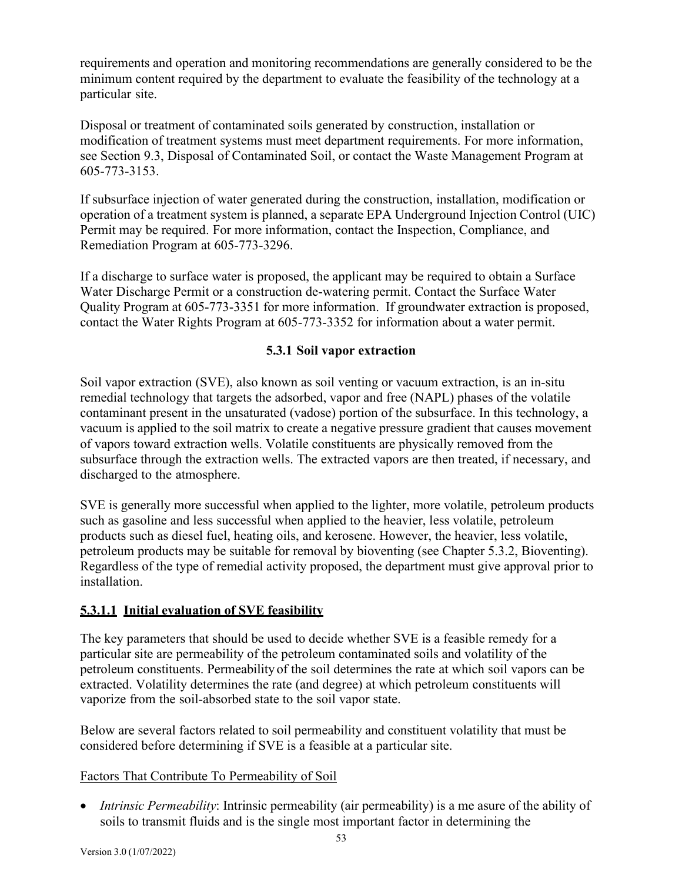requirements and operation and monitoring recommendations are generally considered to be the minimum content required by the department to evaluate the feasibility of the technology at a particular site.

Disposal or treatment of contaminated soils generated by construction, installation or modification of treatment systems must meet department requirements. For more information, see Section 9.3, Disposal of Contaminated Soil, or contact the Waste Management Program at 605-773-3153.

If subsurface injection of water generated during the construction, installation, modification or operation of a treatment system is planned, a separate EPA Underground Injection Control (UIC) Permit may be required. For more information, contact the Inspection, Compliance, and Remediation Program at 605-773-3296.

If a discharge to surface water is proposed, the applicant may be required to obtain a Surface Water Discharge Permit or a construction de-watering permit. Contact the Surface Water Quality Program at 605-773-3351 for more information. If groundwater extraction is proposed, contact the Water Rights Program at 605-773-3352 for information about a water permit.

### 5.3.1 Soil vapor extraction

Soil vapor extraction (SVE), also known as soil venting or vacuum extraction, is an in-situ remedial technology that targets the adsorbed, vapor and free (NAPL) phases of the volatile contaminant present in the unsaturated (vadose) portion of the subsurface. In this technology, a vacuum is applied to the soil matrix to create a negative pressure gradient that causes movement of vapors toward extraction wells. Volatile constituents are physically removed from the subsurface through the extraction wells. The extracted vapors are then treated, if necessary, and discharged to the atmosphere.

SVE is generally more successful when applied to the lighter, more volatile, petroleum products such as gasoline and less successful when applied to the heavier, less volatile, petroleum products such as diesel fuel, heating oils, and kerosene. However, the heavier, less volatile, petroleum products may be suitable for removal by bioventing (see Chapter 5.3.2, Bioventing). Regardless of the type of remedial activity proposed, the department must give approval prior to installation.

#### 5.3.1.1 Initial evaluation of SVE feasibility

The key parameters that should be used to decide whether SVE is a feasible remedy for a particular site are permeability of the petroleum contaminated soils and volatility of the petroleum constituents. Permeability of the soil determines the rate at which soil vapors can be extracted. Volatility determines the rate (and degree) at which petroleum constituents will vaporize from the soil-absorbed state to the soil vapor state.

Below are several factors related to soil permeability and constituent volatility that must be considered before determining if SVE is a feasible at a particular site.

Factors That Contribute To Permeability of Soil

- *Intrinsic Permeability*: Intrinsic permeability (air permeability) is a me asure of the ability of soils to transmit fluids and is the single most important factor in determining the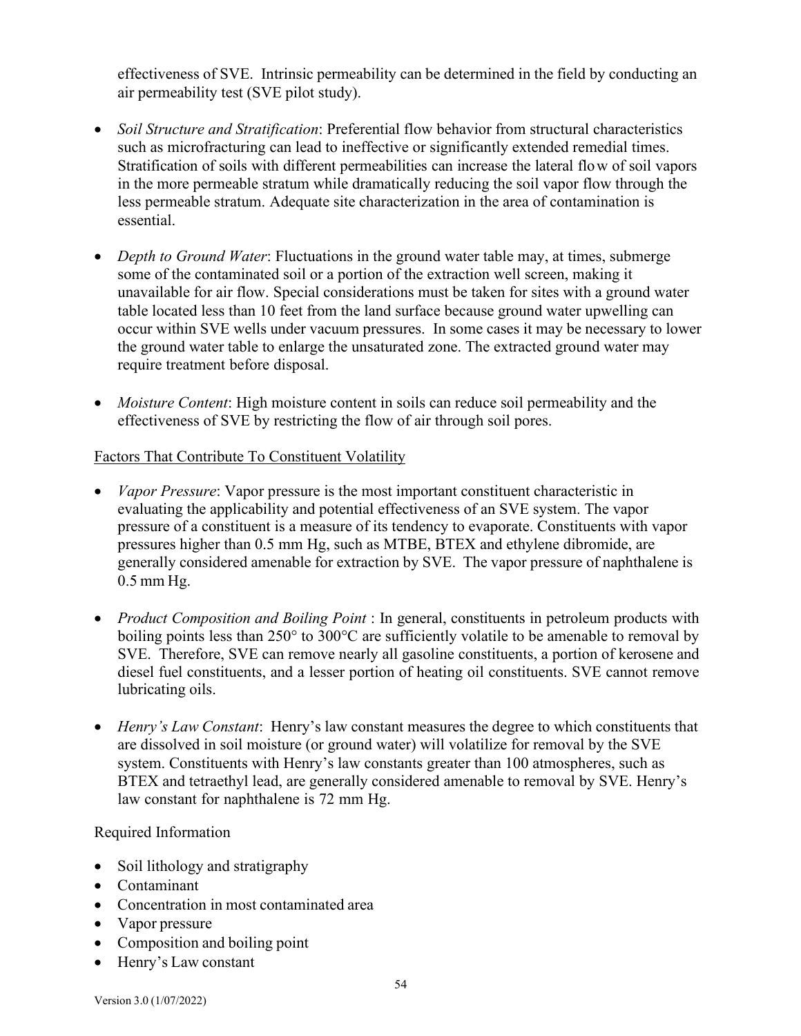effectiveness of SVE. Intrinsic permeability can be determined in the field by conducting an air permeability test (SVE pilot study).

- *Soil Structure and Stratification*: Preferential flow behavior from structural characteristics such as microfracturing can lead to ineffective or significantly extended remedial times. Stratification of soils with different permeabilities can increase the lateral flow of soil vapors in the more permeable stratum while dramatically reducing the soil vapor flow through the less permeable stratum. Adequate site characterization in the area of contamination is essential.

- *Depth to Ground Water*: Fluctuations in the ground water table may, at times, submerge some of the contaminated soil or a portion of the extraction well screen, making it unavailable for air flow. Special considerations must be taken for sites with a ground water table located less than 10 feet from the land surface because ground water upwelling can occur within SVE wells under vacuum pressures. In some cases it may be necessary to lower the ground water table to enlarge the unsaturated zone. The extracted ground water may require treatment before disposal.

- *Moisture Content*: High moisture content in soils can reduce soil permeability and the effectiveness of SVE by restricting the flow of air through soil pores.

<u>Factors That Contribute To Constituent Volatility</u>

- *Vapor Pressure*: Vapor pressure is the most important constituent characteristic in evaluating the applicability and potential effectiveness of an SVE system. The vapor pressure of a constituent is a measure of its tendency to evaporate. Constituents with vapor pressures higher than 0.5 mm Hg, such as MTBE, BTEX and ethylene dibromide, are generally considered amenable for extraction by SVE. The vapor pressure of naphthalene is 0.5 mm Hg.

- *Product Composition and Boiling Point* : In general, constituents in petroleum products with boiling points less than 250° to 300°C are sufficiently volatile to be amenable to removal by SVE. Therefore, SVE can remove nearly all gasoline constituents, a portion of kerosene and diesel fuel constituents, and a lesser portion of heating oil constituents. SVE cannot remove lubricating oils.

- *Henry's Law Constant*: Henry's law constant measures the degree to which constituents that are dissolved in soil moisture (or ground water) will volatilize for removal by the SVE system. Constituents with Henry's law constants greater than 100 atmospheres, such as BTEX and tetraethyl lead, are generally considered amenable to removal by SVE. Henry's law constant for naphthalene is 72 mm Hg.

Required Information

- Soil lithology and stratigraphy
- Contaminant
- Concentration in most contaminated area
- Vapor pressure
- Composition and boiling point
- Henry's Law constant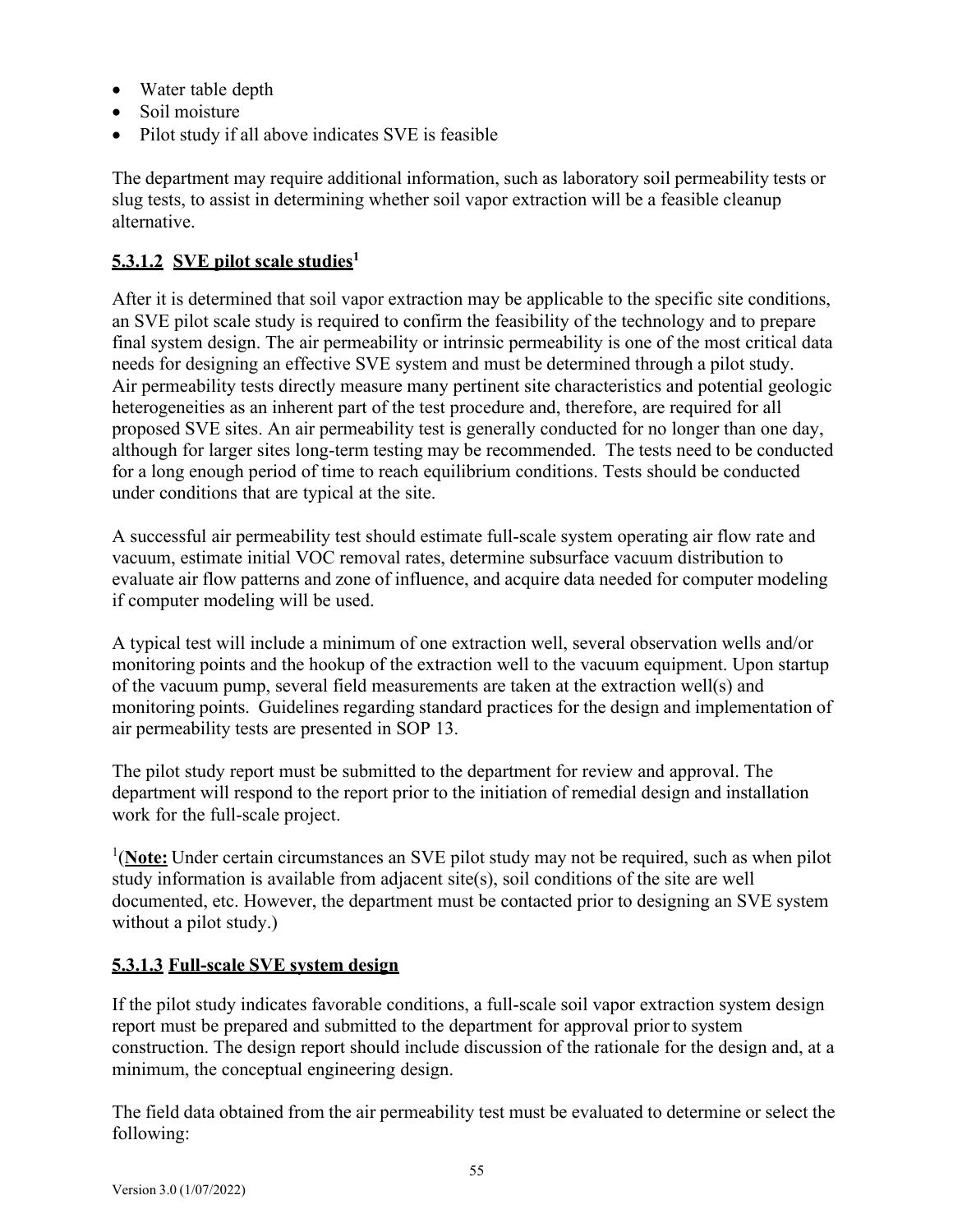- Water table depth
- Soil moisture
- Pilot study if all above indicates SVE is feasible

The department may require additional information, such as laboratory soil permeability tests or slug tests, to assist in determining whether soil vapor extraction will be a feasible cleanup alternative.

#### **5.3.1.2 SVE pilot scale studies[1]**

After it is determined that soil vapor extraction may be applicable to the specific site conditions, an SVE pilot scale study is required to confirm the feasibility of the technology and to prepare final system design. The air permeability or intrinsic permeability is one of the most critical data needs for designing an effective SVE system and must be determined through a pilot study. Air permeability tests directly measure many pertinent site characteristics and potential geologic heterogeneities as an inherent part of the test procedure and, therefore, are required for all proposed SVE sites. An air permeability test is generally conducted for no longer than one day, although for larger sites long-term testing may be recommended. The tests need to be conducted for a long enough period of time to reach equilibrium conditions. Tests should be conducted under conditions that are typical at the site.

A successful air permeability test should estimate full-scale system operating air flow rate and vacuum, estimate initial VOC removal rates, determine subsurface vacuum distribution to evaluate air flow patterns and zone of influence, and acquire data needed for computer modeling if computer modeling will be used.

A typical test will include a minimum of one extraction well, several observation wells and/or monitoring points and the hookup of the extraction well to the vacuum equipment. Upon startup of the vacuum pump, several field measurements are taken at the extraction well(s) and monitoring points. Guidelines regarding standard practices for the design and implementation of air permeability tests are presented in SOP 13.

The pilot study report must be submitted to the department for review and approval. The department will respond to the report prior to the initiation of remedial design and installation work for the full-scale project.

[1](**Note:** Under certain circumstances an SVE pilot study may not be required, such as when pilot study information is available from adjacent site(s), soil conditions of the site are well documented, etc. However, the department must be contacted prior to designing an SVE system without a pilot study.)

#### **5.3.1.3 Full-scale SVE system design**

If the pilot study indicates favorable conditions, a full-scale soil vapor extraction system design report must be prepared and submitted to the department for approval prior to system construction. The design report should include discussion of the rationale for the design and, at a minimum, the conceptual engineering design.

The field data obtained from the air permeability test must be evaluated to determine or select the following: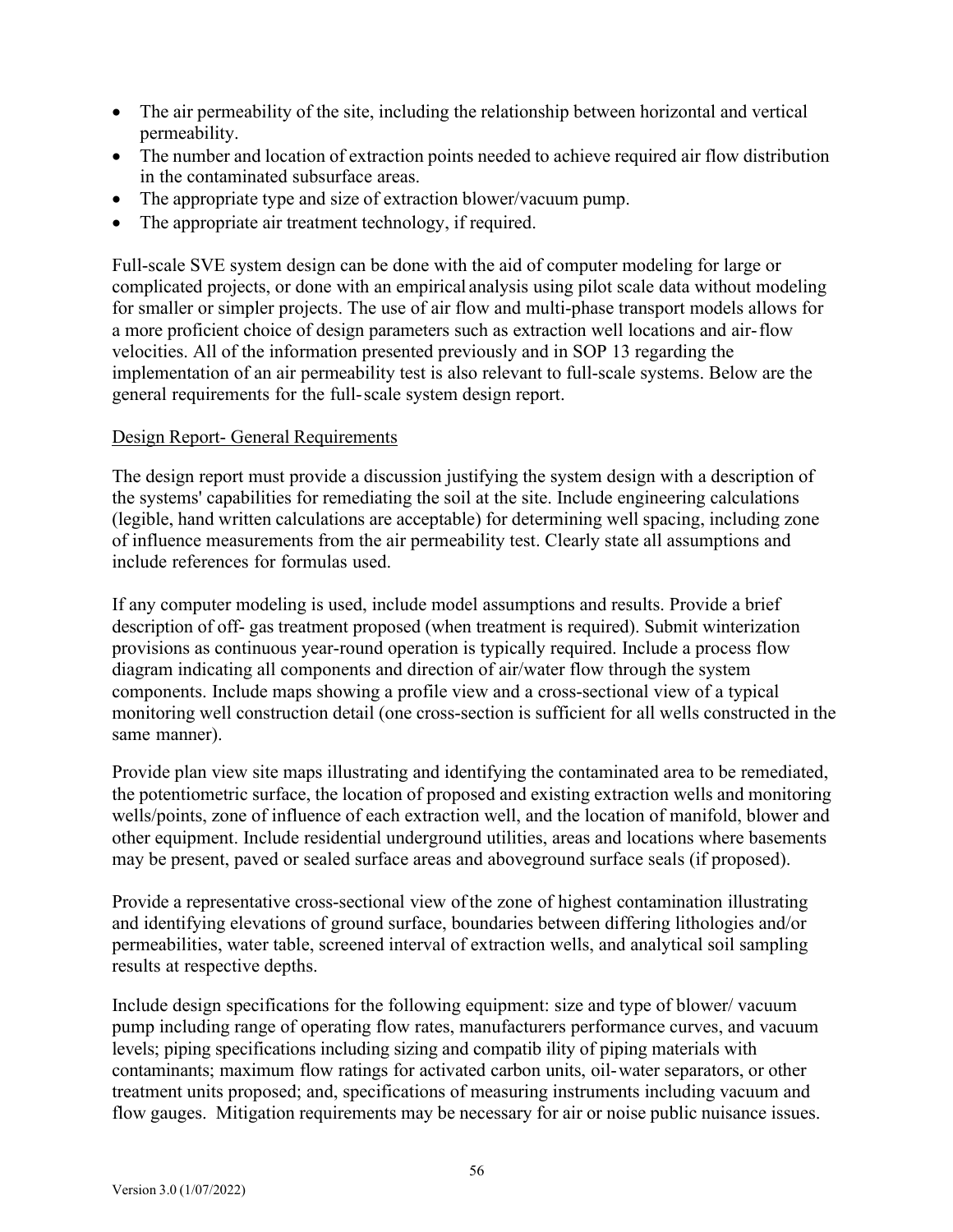- The air permeability of the site, including the relationship between horizontal and vertical permeability.
- The number and location of extraction points needed to achieve required air flow distribution in the contaminated subsurface areas.
- The appropriate type and size of extraction blower/vacuum pump.
- The appropriate air treatment technology, if required.

Full-scale SVE system design can be done with the aid of computer modeling for large or complicated projects, or done with an empirical analysis using pilot scale data without modeling for smaller or simpler projects. The use of air flow and multi-phase transport models allows for a more proficient choice of design parameters such as extraction well locations and air-flow velocities. All of the information presented previously and in SOP 13 regarding the implementation of an air permeability test is also relevant to full-scale systems. Below are the general requirements for the full-scale system design report.

Design Report- General Requirements

The design report must provide a discussion justifying the system design with a description of the systems' capabilities for remediating the soil at the site. Include engineering calculations (legible, hand written calculations are acceptable) for determining well spacing, including zone of influence measurements from the air permeability test. Clearly state all assumptions and include references for formulas used.

If any computer modeling is used, include model assumptions and results. Provide a brief description of off- gas treatment proposed (when treatment is required). Submit winterization provisions as continuous year-round operation is typically required. Include a process flow diagram indicating all components and direction of air/water flow through the system components. Include maps showing a profile view and a cross-sectional view of a typical monitoring well construction detail (one cross-section is sufficient for all wells constructed in the same manner).

Provide plan view site maps illustrating and identifying the contaminated area to be remediated, the potentiometric surface, the location of proposed and existing extraction wells and monitoring wells/points, zone of influence of each extraction well, and the location of manifold, blower and other equipment. Include residential underground utilities, areas and locations where basements may be present, paved or sealed surface areas and aboveground surface seals (if proposed).

Provide a representative cross-sectional view of the zone of highest contamination illustrating and identifying elevations of ground surface, boundaries between differing lithologies and/or permeabilities, water table, screened interval of extraction wells, and analytical soil sampling results at respective depths.

Include design specifications for the following equipment: size and type of blower/ vacuum pump including range of operating flow rates, manufacturers performance curves, and vacuum levels; piping specifications including sizing and compatib ility of piping materials with contaminants; maximum flow ratings for activated carbon units, oil-water separators, or other treatment units proposed; and, specifications of measuring instruments including vacuum and flow gauges. Mitigation requirements may be necessary for air or noise public nuisance issues.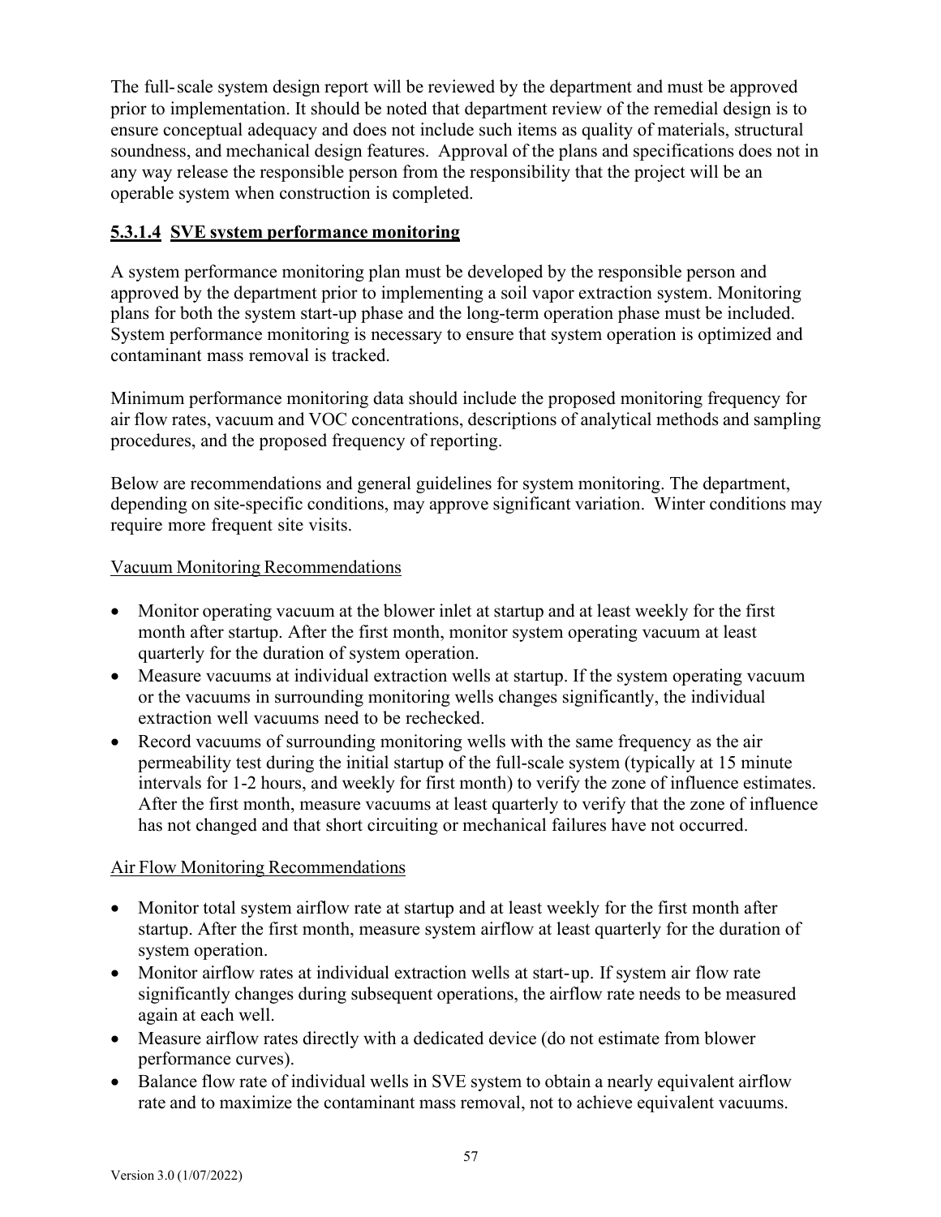The full-scale system design report will be reviewed by the department and must be approved prior to implementation. It should be noted that department review of the remedial design is to ensure conceptual adequacy and does not include such items as quality of materials, structural soundness, and mechanical design features. Approval of the plans and specifications does not in any way release the responsible person from the responsibility that the project will be an operable system when construction is completed.

#### 5.3.1.4 SVE system performance monitoring

A system performance monitoring plan must be developed by the responsible person and approved by the department prior to implementing a soil vapor extraction system. Monitoring plans for both the system start-up phase and the long-term operation phase must be included. System performance monitoring is necessary to ensure that system operation is optimized and contaminant mass removal is tracked.

Minimum performance monitoring data should include the proposed monitoring frequency for air flow rates, vacuum and VOC concentrations, descriptions of analytical methods and sampling procedures, and the proposed frequency of reporting.

Below are recommendations and general guidelines for system monitoring. The department, depending on site-specific conditions, may approve significant variation. Winter conditions may require more frequent site visits.

Vacuum Monitoring Recommendations

- Monitor operating vacuum at the blower inlet at startup and at least weekly for the first month after startup. After the first month, monitor system operating vacuum at least quarterly for the duration of system operation.
- Measure vacuums at individual extraction wells at startup. If the system operating vacuum or the vacuums in surrounding monitoring wells changes significantly, the individual extraction well vacuums need to be rechecked.
- Record vacuums of surrounding monitoring wells with the same frequency as the air permeability test during the initial startup of the full-scale system (typically at 15 minute intervals for 1-2 hours, and weekly for first month) to verify the zone of influence estimates. After the first month, measure vacuums at least quarterly to verify that the zone of influence has not changed and that short circuiting or mechanical failures have not occurred.

Air Flow Monitoring Recommendations

- Monitor total system airflow rate at startup and at least weekly for the first month after startup. After the first month, measure system airflow at least quarterly for the duration of system operation.
- Monitor airflow rates at individual extraction wells at start-up. If system air flow rate significantly changes during subsequent operations, the airflow rate needs to be measured again at each well.
- Measure airflow rates directly with a dedicated device (do not estimate from blower performance curves).
- Balance flow rate of individual wells in SVE system to obtain a nearly equivalent airflow rate and to maximize the contaminant mass removal, not to achieve equivalent vacuums.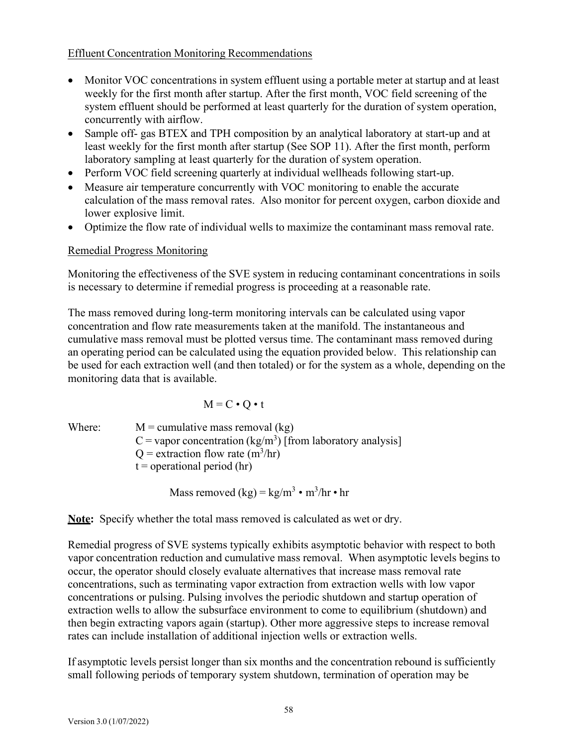Effluent Concentration Monitoring Recommendations

- Monitor VOC concentrations in system effluent using a portable meter at startup and at least weekly for the first month after startup. After the first month, VOC field screening of the system effluent should be performed at least quarterly for the duration of system operation, concurrently with airflow.
- Sample off- gas BTEX and TPH composition by an analytical laboratory at start-up and at least weekly for the first month after startup (See SOP 11). After the first month, perform laboratory sampling at least quarterly for the duration of system operation.
- Perform VOC field screening quarterly at individual wellheads following start-up.
- Measure air temperature concurrently with VOC monitoring to enable the accurate calculation of the mass removal rates. Also monitor for percent oxygen, carbon dioxide and lower explosive limit.
- Optimize the flow rate of individual wells to maximize the contaminant mass removal rate.

Remedial Progress Monitoring

Monitoring the effectiveness of the SVE system in reducing contaminant concentrations in soils is necessary to determine if remedial progress is proceeding at a reasonable rate.

The mass removed during long-term monitoring intervals can be calculated using vapor concentration and flow rate measurements taken at the manifold. The instantaneous and cumulative mass removal must be plotted versus time. The contaminant mass removed during an operating period can be calculated using the equation provided below. This relationship can be used for each extraction well (and then totaled) or for the system as a whole, depending on the monitoring data that is available.

$$M = C \cdot Q \cdot t$$

Where:
- $M$ = cumulative mass removal (kg)
- $C$ = vapor concentration ($kg/m^3$) [from laboratory analysis]
- $Q$ = extraction flow rate ($m^3/hr$)
- $t$ = operational period (hr)

$$\text{Mass removed (kg)} = kg/m^3 \cdot m^3/hr \cdot hr$$

**Note:** Specify whether the total mass removed is calculated as wet or dry.

Remedial progress of SVE systems typically exhibits asymptotic behavior with respect to both vapor concentration reduction and cumulative mass removal. When asymptotic levels begins to occur, the operator should closely evaluate alternatives that increase mass removal rate concentrations, such as terminating vapor extraction from extraction wells with low vapor concentrations or pulsing. Pulsing involves the periodic shutdown and startup operation of extraction wells to allow the subsurface environment to come to equilibrium (shutdown) and then begin extracting vapors again (startup). Other more aggressive steps to increase removal rates can include installation of additional injection wells or extraction wells.

If asymptotic levels persist longer than six months and the concentration rebound is sufficiently small following periods of temporary system shutdown, termination of operation may be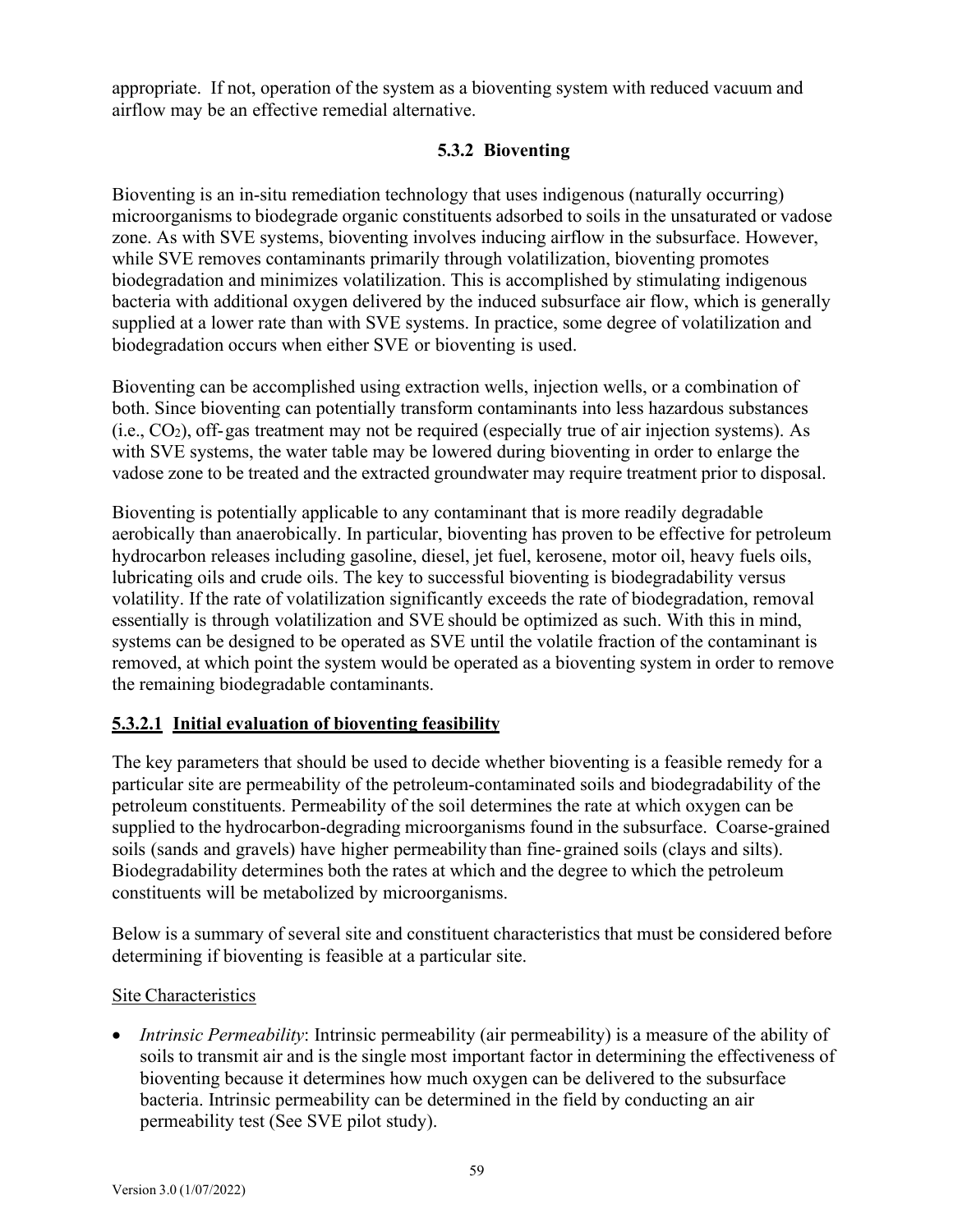appropriate. If not, operation of the system as a bioventing system with reduced vacuum and airflow may be an effective remedial alternative.

### 5.3.2 Bioventing

Bioventing is an in-situ remediation technology that uses indigenous (naturally occurring) microorganisms to biodegrade organic constituents adsorbed to soils in the unsaturated or vadose zone. As with SVE systems, bioventing involves inducing airflow in the subsurface. However, while SVE removes contaminants primarily through volatilization, bioventing promotes biodegradation and minimizes volatilization. This is accomplished by stimulating indigenous bacteria with additional oxygen delivered by the induced subsurface air flow, which is generally supplied at a lower rate than with SVE systems. In practice, some degree of volatilization and biodegradation occurs when either SVE or bioventing is used.

Bioventing can be accomplished using extraction wells, injection wells, or a combination of both. Since bioventing can potentially transform contaminants into less hazardous substances (i.e., $CO_2$), off-gas treatment may not be required (especially true of air injection systems). As with SVE systems, the water table may be lowered during bioventing in order to enlarge the vadose zone to be treated and the extracted groundwater may require treatment prior to disposal.

Bioventing is potentially applicable to any contaminant that is more readily degradable aerobically than anaerobically. In particular, bioventing has proven to be effective for petroleum hydrocarbon releases including gasoline, diesel, jet fuel, kerosene, motor oil, heavy fuels oils, lubricating oils and crude oils. The key to successful bioventing is biodegradability versus volatility. If the rate of volatilization significantly exceeds the rate of biodegradation, removal essentially is through volatilization and SVE should be optimized as such. With this in mind, systems can be designed to be operated as SVE until the volatile fraction of the contaminant is removed, at which point the system would be operated as a bioventing system in order to remove the remaining biodegradable contaminants.

#### 5.3.2.1 Initial evaluation of bioventing feasibility

The key parameters that should be used to decide whether bioventing is a feasible remedy for a particular site are permeability of the petroleum-contaminated soils and biodegradability of the petroleum constituents. Permeability of the soil determines the rate at which oxygen can be supplied to the hydrocarbon-degrading microorganisms found in the subsurface. Coarse-grained soils (sands and gravels) have higher permeability than fine-grained soils (clays and silts). Biodegradability determines both the rates at which and the degree to which the petroleum constituents will be metabolized by microorganisms.

Below is a summary of several site and constituent characteristics that must be considered before determining if bioventing is feasible at a particular site.

Site Characteristics

- *Intrinsic Permeability*: Intrinsic permeability (air permeability) is a measure of the ability of soils to transmit air and is the single most important factor in determining the effectiveness of bioventing because it determines how much oxygen can be delivered to the subsurface bacteria. Intrinsic permeability can be determined in the field by conducting an air permeability test (See SVE pilot study).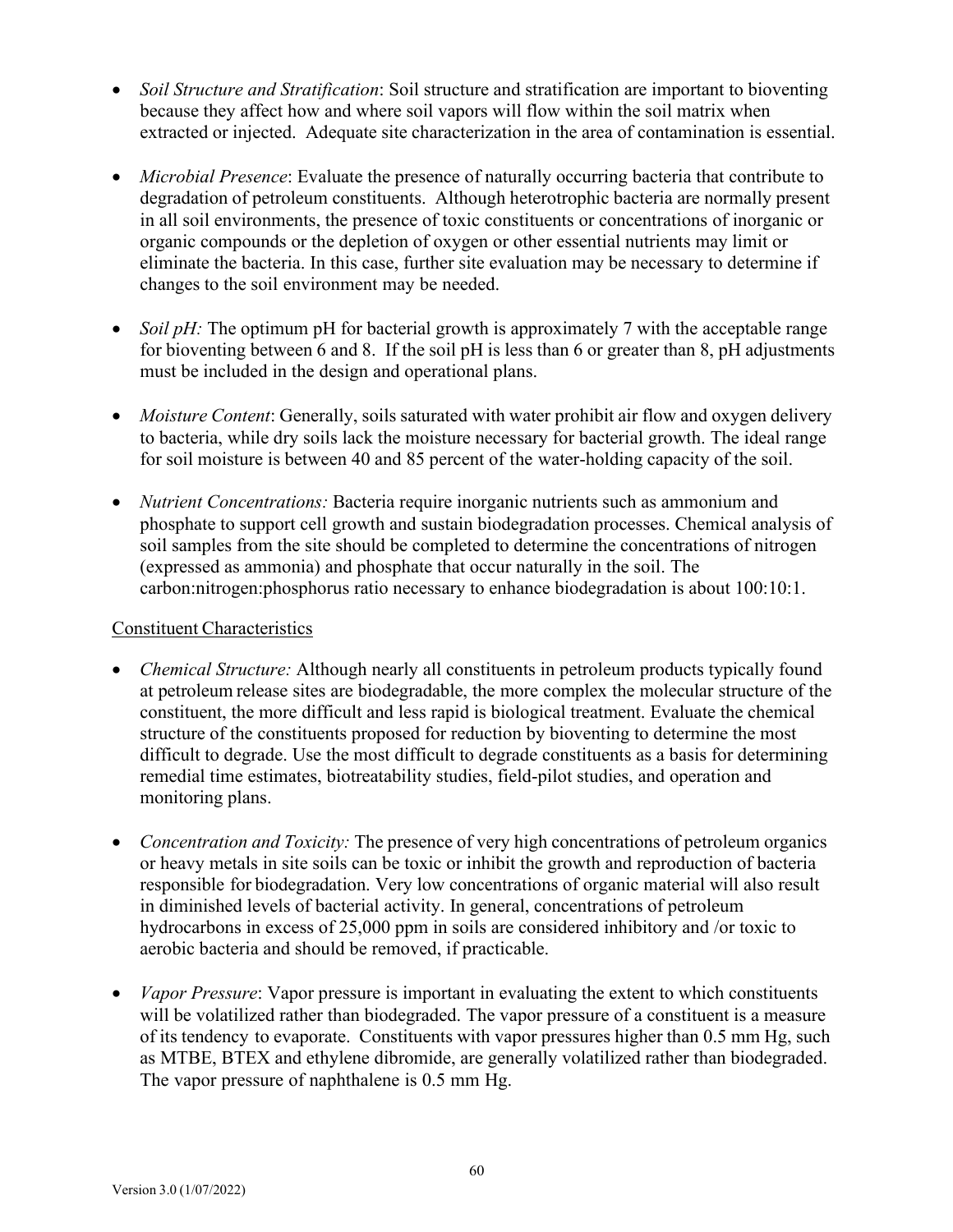- *Soil Structure and Stratification*: Soil structure and stratification are important to bioventing because they affect how and where soil vapors will flow within the soil matrix when extracted or injected. Adequate site characterization in the area of contamination is essential.

- *Microbial Presence*: Evaluate the presence of naturally occurring bacteria that contribute to degradation of petroleum constituents. Although heterotrophic bacteria are normally present in all soil environments, the presence of toxic constituents or concentrations of inorganic or organic compounds or the depletion of oxygen or other essential nutrients may limit or eliminate the bacteria. In this case, further site evaluation may be necessary to determine if changes to the soil environment may be needed.

- *Soil pH:* The optimum pH for bacterial growth is approximately 7 with the acceptable range for bioventing between 6 and 8. If the soil pH is less than 6 or greater than 8, pH adjustments must be included in the design and operational plans.

- *Moisture Content*: Generally, soils saturated with water prohibit air flow and oxygen delivery to bacteria, while dry soils lack the moisture necessary for bacterial growth. The ideal range for soil moisture is between 40 and 85 percent of the water-holding capacity of the soil.

- *Nutrient Concentrations:* Bacteria require inorganic nutrients such as ammonium and phosphate to support cell growth and sustain biodegradation processes. Chemical analysis of soil samples from the site should be completed to determine the concentrations of nitrogen (expressed as ammonia) and phosphate that occur naturally in the soil. The carbon:nitrogen:phosphorus ratio necessary to enhance biodegradation is about 100:10:1.

Constituent Characteristics

- *Chemical Structure:* Although nearly all constituents in petroleum products typically found at petroleum release sites are biodegradable, the more complex the molecular structure of the constituent, the more difficult and less rapid is biological treatment. Evaluate the chemical structure of the constituents proposed for reduction by bioventing to determine the most difficult to degrade. Use the most difficult to degrade constituents as a basis for determining remedial time estimates, biotreatability studies, field-pilot studies, and operation and monitoring plans.

- *Concentration and Toxicity:* The presence of very high concentrations of petroleum organics or heavy metals in site soils can be toxic or inhibit the growth and reproduction of bacteria responsible for biodegradation. Very low concentrations of organic material will also result in diminished levels of bacterial activity. In general, concentrations of petroleum hydrocarbons in excess of 25,000 ppm in soils are considered inhibitory and /or toxic to aerobic bacteria and should be removed, if practicable.

- *Vapor Pressure*: Vapor pressure is important in evaluating the extent to which constituents will be volatilized rather than biodegraded. The vapor pressure of a constituent is a measure of its tendency to evaporate. Constituents with vapor pressures higher than 0.5 mm Hg, such as MTBE, BTEX and ethylene dibromide, are generally volatilized rather than biodegraded. The vapor pressure of naphthalene is 0.5 mm Hg.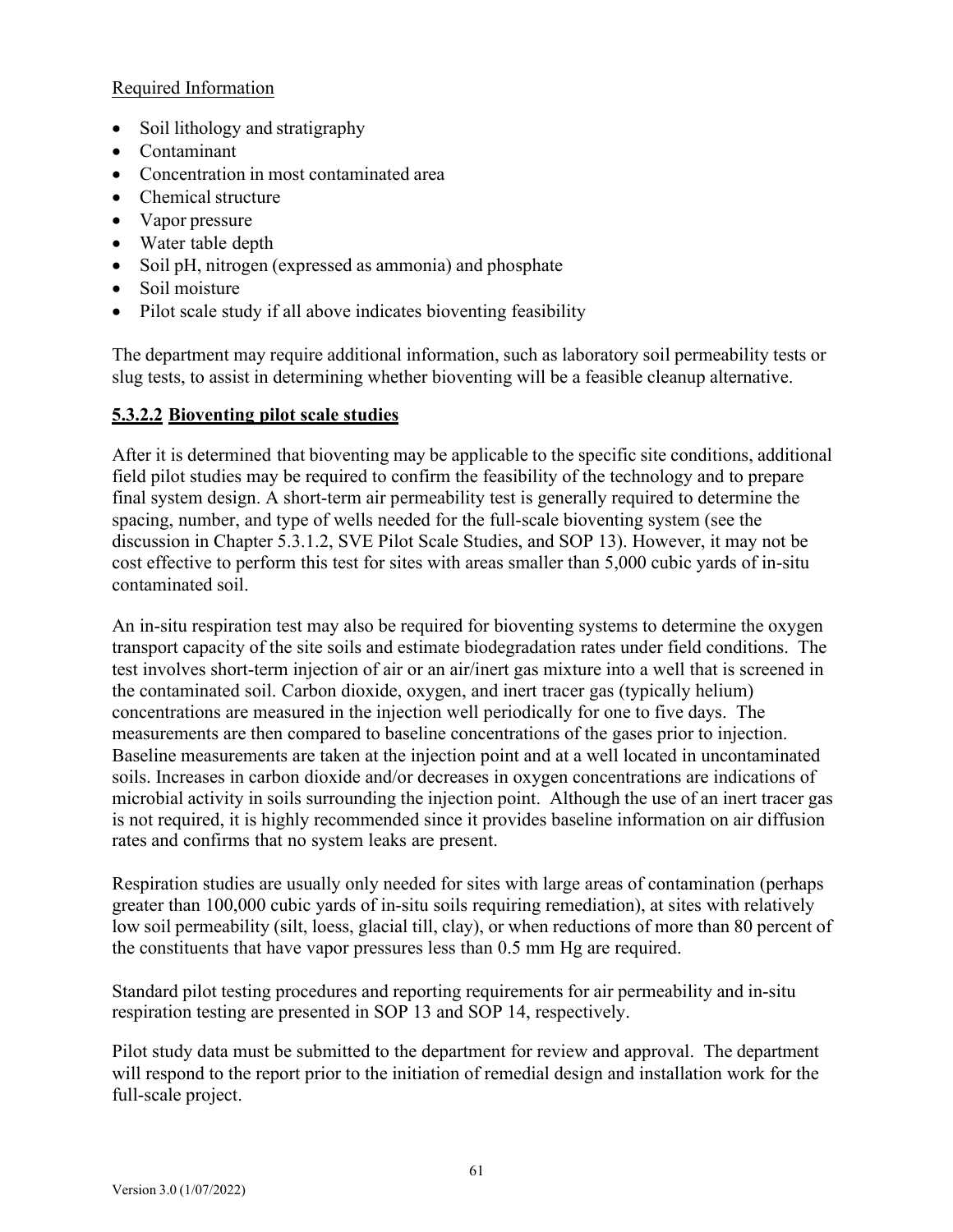Required Information

- Soil lithology and stratigraphy
- Contaminant
- Concentration in most contaminated area
- Chemical structure
- Vapor pressure
- Water table depth
- Soil pH, nitrogen (expressed as ammonia) and phosphate
- Soil moisture
- Pilot scale study if all above indicates bioventing feasibility

The department may require additional information, such as laboratory soil permeability tests or slug tests, to assist in determining whether bioventing will be a feasible cleanup alternative.

### 5.3.2.2 Bioventing pilot scale studies

After it is determined that bioventing may be applicable to the specific site conditions, additional field pilot studies may be required to confirm the feasibility of the technology and to prepare final system design. A short-term air permeability test is generally required to determine the spacing, number, and type of wells needed for the full-scale bioventing system (see the discussion in Chapter 5.3.1.2, SVE Pilot Scale Studies, and SOP 13). However, it may not be cost effective to perform this test for sites with areas smaller than 5,000 cubic yards of in-situ contaminated soil.

An in-situ respiration test may also be required for bioventing systems to determine the oxygen transport capacity of the site soils and estimate biodegradation rates under field conditions. The test involves short-term injection of air or an air/inert gas mixture into a well that is screened in the contaminated soil. Carbon dioxide, oxygen, and inert tracer gas (typically helium) concentrations are measured in the injection well periodically for one to five days. The measurements are then compared to baseline concentrations of the gases prior to injection. Baseline measurements are taken at the injection point and at a well located in uncontaminated soils. Increases in carbon dioxide and/or decreases in oxygen concentrations are indications of microbial activity in soils surrounding the injection point. Although the use of an inert tracer gas is not required, it is highly recommended since it provides baseline information on air diffusion rates and confirms that no system leaks are present.

Respiration studies are usually only needed for sites with large areas of contamination (perhaps greater than 100,000 cubic yards of in-situ soils requiring remediation), at sites with relatively low soil permeability (silt, loess, glacial till, clay), or when reductions of more than 80 percent of the constituents that have vapor pressures less than 0.5 mm Hg are required.

Standard pilot testing procedures and reporting requirements for air permeability and in-situ respiration testing are presented in SOP 13 and SOP 14, respectively.

Pilot study data must be submitted to the department for review and approval. The department will respond to the report prior to the initiation of remedial design and installation work for the full-scale project.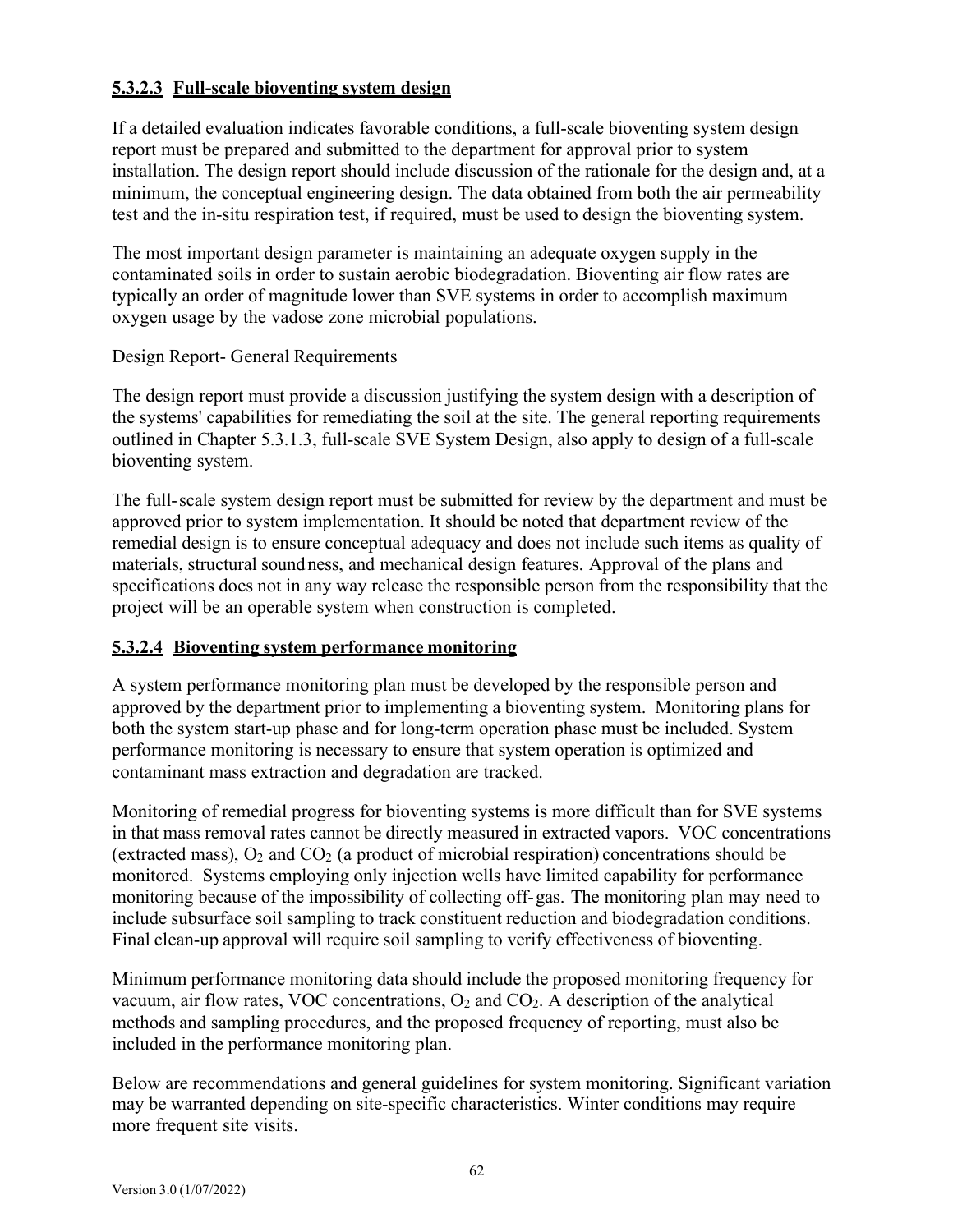### **5.3.2.3 Full-scale bioventing system design**

If a detailed evaluation indicates favorable conditions, a full-scale bioventing system design report must be prepared and submitted to the department for approval prior to system installation. The design report should include discussion of the rationale for the design and, at a minimum, the conceptual engineering design. The data obtained from both the air permeability test and the in-situ respiration test, if required, must be used to design the bioventing system.

The most important design parameter is maintaining an adequate oxygen supply in the contaminated soils in order to sustain aerobic biodegradation. Bioventing air flow rates are typically an order of magnitude lower than SVE systems in order to accomplish maximum oxygen usage by the vadose zone microbial populations.

Design Report- General Requirements

The design report must provide a discussion justifying the system design with a description of the systems' capabilities for remediating the soil at the site. The general reporting requirements outlined in Chapter 5.3.1.3, full-scale SVE System Design, also apply to design of a full-scale bioventing system.

The full-scale system design report must be submitted for review by the department and must be approved prior to system implementation. It should be noted that department review of the remedial design is to ensure conceptual adequacy and does not include such items as quality of materials, structural soundness, and mechanical design features. Approval of the plans and specifications does not in any way release the responsible person from the responsibility that the project will be an operable system when construction is completed.

### **5.3.2.4 Bioventing system performance monitoring**

A system performance monitoring plan must be developed by the responsible person and approved by the department prior to implementing a bioventing system. Monitoring plans for both the system start-up phase and for long-term operation phase must be included. System performance monitoring is necessary to ensure that system operation is optimized and contaminant mass extraction and degradation are tracked.

Monitoring of remedial progress for bioventing systems is more difficult than for SVE systems in that mass removal rates cannot be directly measured in extracted vapors. VOC concentrations (extracted mass), $O_2$ and $CO_2$ (a product of microbial respiration) concentrations should be monitored. Systems employing only injection wells have limited capability for performance monitoring because of the impossibility of collecting off-gas. The monitoring plan may need to include subsurface soil sampling to track constituent reduction and biodegradation conditions. Final clean-up approval will require soil sampling to verify effectiveness of bioventing.

Minimum performance monitoring data should include the proposed monitoring frequency for vacuum, air flow rates, VOC concentrations, $O_2$ and $CO_2$. A description of the analytical methods and sampling procedures, and the proposed frequency of reporting, must also be included in the performance monitoring plan.

Below are recommendations and general guidelines for system monitoring. Significant variation may be warranted depending on site-specific characteristics. Winter conditions may require more frequent site visits.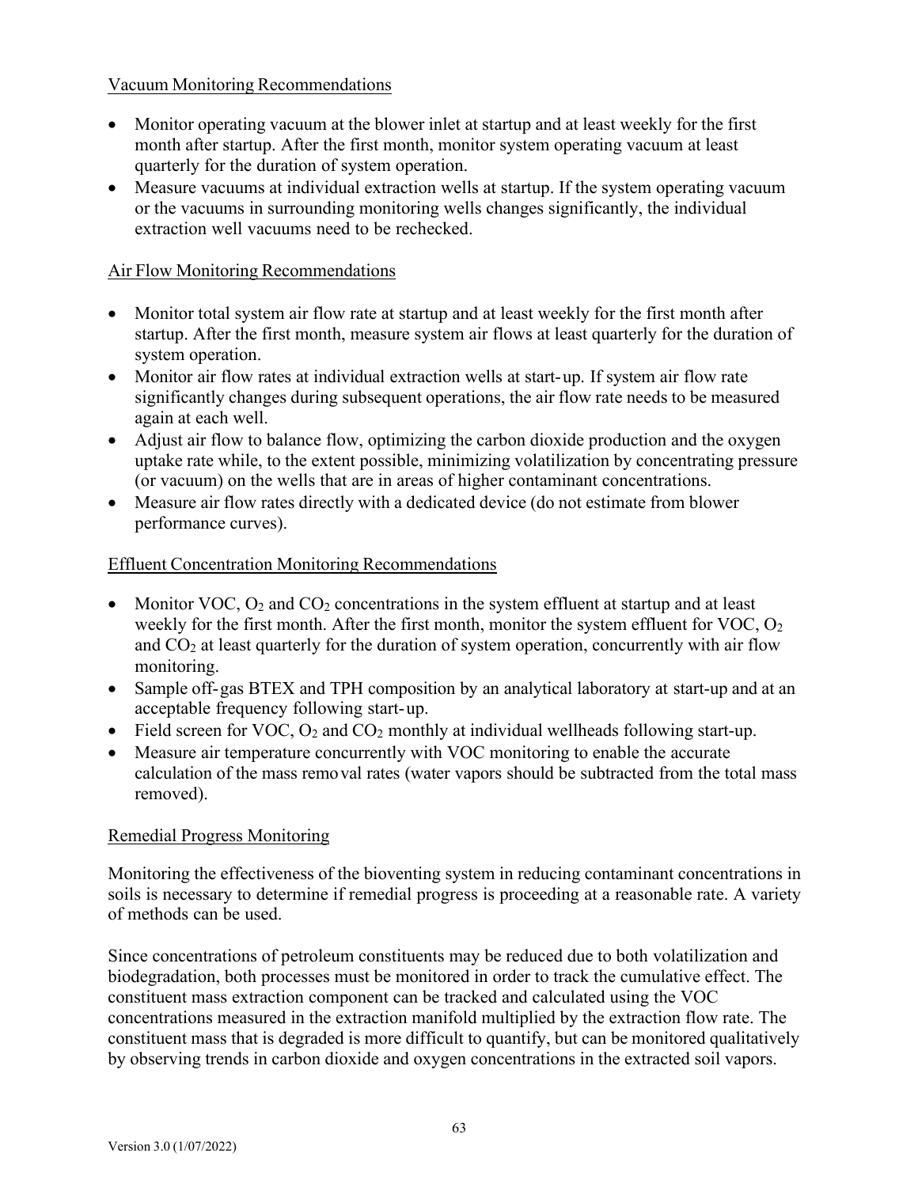Vacuum Monitoring Recommendations

- Monitor operating vacuum at the blower inlet at startup and at least weekly for the first month after startup. After the first month, monitor system operating vacuum at least quarterly for the duration of system operation.
- Measure vacuums at individual extraction wells at startup. If the system operating vacuum or the vacuums in surrounding monitoring wells changes significantly, the individual extraction well vacuums need to be rechecked.

Air Flow Monitoring Recommendations

- Monitor total system air flow rate at startup and at least weekly for the first month after startup. After the first month, measure system air flows at least quarterly for the duration of system operation.
- Monitor air flow rates at individual extraction wells at start-up. If system air flow rate significantly changes during subsequent operations, the air flow rate needs to be measured again at each well.
- Adjust air flow to balance flow, optimizing the carbon dioxide production and the oxygen uptake rate while, to the extent possible, minimizing volatilization by concentrating pressure (or vacuum) on the wells that are in areas of higher contaminant concentrations.
- Measure air flow rates directly with a dedicated device (do not estimate from blower performance curves).

Effluent Concentration Monitoring Recommendations

- Monitor VOC, $O_2$ and $CO_2$ concentrations in the system effluent at startup and at least weekly for the first month. After the first month, monitor the system effluent for VOC, $O_2$ and $CO_2$ at least quarterly for the duration of system operation, concurrently with air flow monitoring.
- Sample off-gas BTEX and TPH composition by an analytical laboratory at start-up and at an acceptable frequency following start-up.
- Field screen for VOC, $O_2$ and $CO_2$ monthly at individual wellheads following start-up.
- Measure air temperature concurrently with VOC monitoring to enable the accurate calculation of the mass removal rates (water vapors should be subtracted from the total mass removed).

Remedial Progress Monitoring

Monitoring the effectiveness of the bioventing system in reducing contaminant concentrations in soils is necessary to determine if remedial progress is proceeding at a reasonable rate. A variety of methods can be used.

Since concentrations of petroleum constituents may be reduced due to both volatilization and biodegradation, both processes must be monitored in order to track the cumulative effect. The constituent mass extraction component can be tracked and calculated using the VOC concentrations measured in the extraction manifold multiplied by the extraction flow rate. The constituent mass that is degraded is more difficult to quantify, but can be monitored qualitatively by observing trends in carbon dioxide and oxygen concentrations in the extracted soil vapors.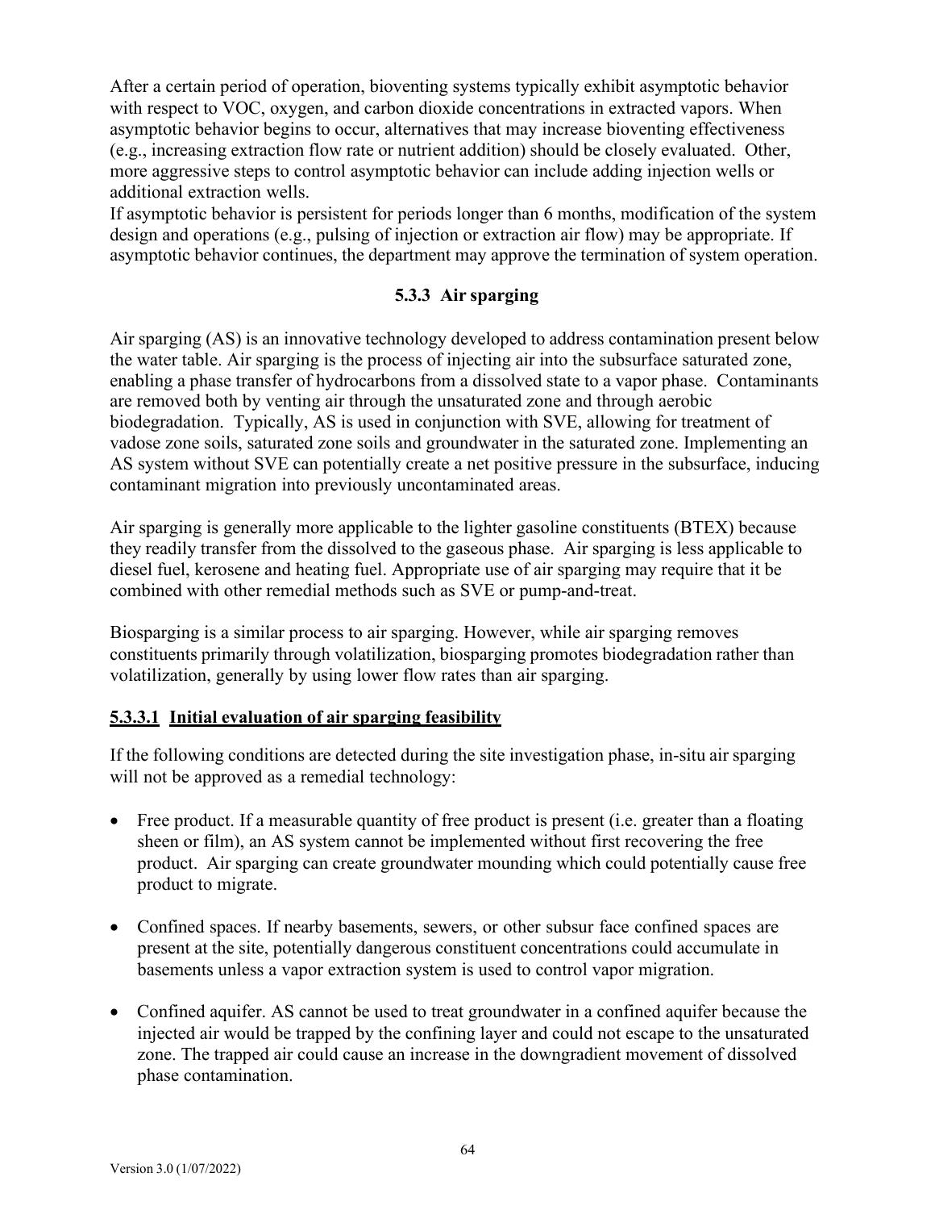After a certain period of operation, bioventing systems typically exhibit asymptotic behavior with respect to VOC, oxygen, and carbon dioxide concentrations in extracted vapors. When asymptotic behavior begins to occur, alternatives that may increase bioventing effectiveness (e.g., increasing extraction flow rate or nutrient addition) should be closely evaluated. Other, more aggressive steps to control asymptotic behavior can include adding injection wells or additional extraction wells.

If asymptotic behavior is persistent for periods longer than 6 months, modification of the system design and operations (e.g., pulsing of injection or extraction air flow) may be appropriate. If asymptotic behavior continues, the department may approve the termination of system operation.

### 5.3.3 Air sparging

Air sparging (AS) is an innovative technology developed to address contamination present below the water table. Air sparging is the process of injecting air into the subsurface saturated zone, enabling a phase transfer of hydrocarbons from a dissolved state to a vapor phase. Contaminants are removed both by venting air through the unsaturated zone and through aerobic biodegradation. Typically, AS is used in conjunction with SVE, allowing for treatment of vadose zone soils, saturated zone soils and groundwater in the saturated zone. Implementing an AS system without SVE can potentially create a net positive pressure in the subsurface, inducing contaminant migration into previously uncontaminated areas.

Air sparging is generally more applicable to the lighter gasoline constituents (BTEX) because they readily transfer from the dissolved to the gaseous phase. Air sparging is less applicable to diesel fuel, kerosene and heating fuel. Appropriate use of air sparging may require that it be combined with other remedial methods such as SVE or pump-and-treat.

Biosparging is a similar process to air sparging. However, while air sparging removes constituents primarily through volatilization, biosparging promotes biodegradation rather than volatilization, generally by using lower flow rates than air sparging.

#### 5.3.3.1 Initial evaluation of air sparging feasibility

If the following conditions are detected during the site investigation phase, in-situ air sparging will not be approved as a remedial technology:

- Free product. If a measurable quantity of free product is present (i.e. greater than a floating sheen or film), an AS system cannot be implemented without first recovering the free product. Air sparging can create groundwater mounding which could potentially cause free product to migrate.

- Confined spaces. If nearby basements, sewers, or other subsur face confined spaces are present at the site, potentially dangerous constituent concentrations could accumulate in basements unless a vapor extraction system is used to control vapor migration.

- Confined aquifer. AS cannot be used to treat groundwater in a confined aquifer because the injected air would be trapped by the confining layer and could not escape to the unsaturated zone. The trapped air could cause an increase in the downgradient movement of dissolved phase contamination.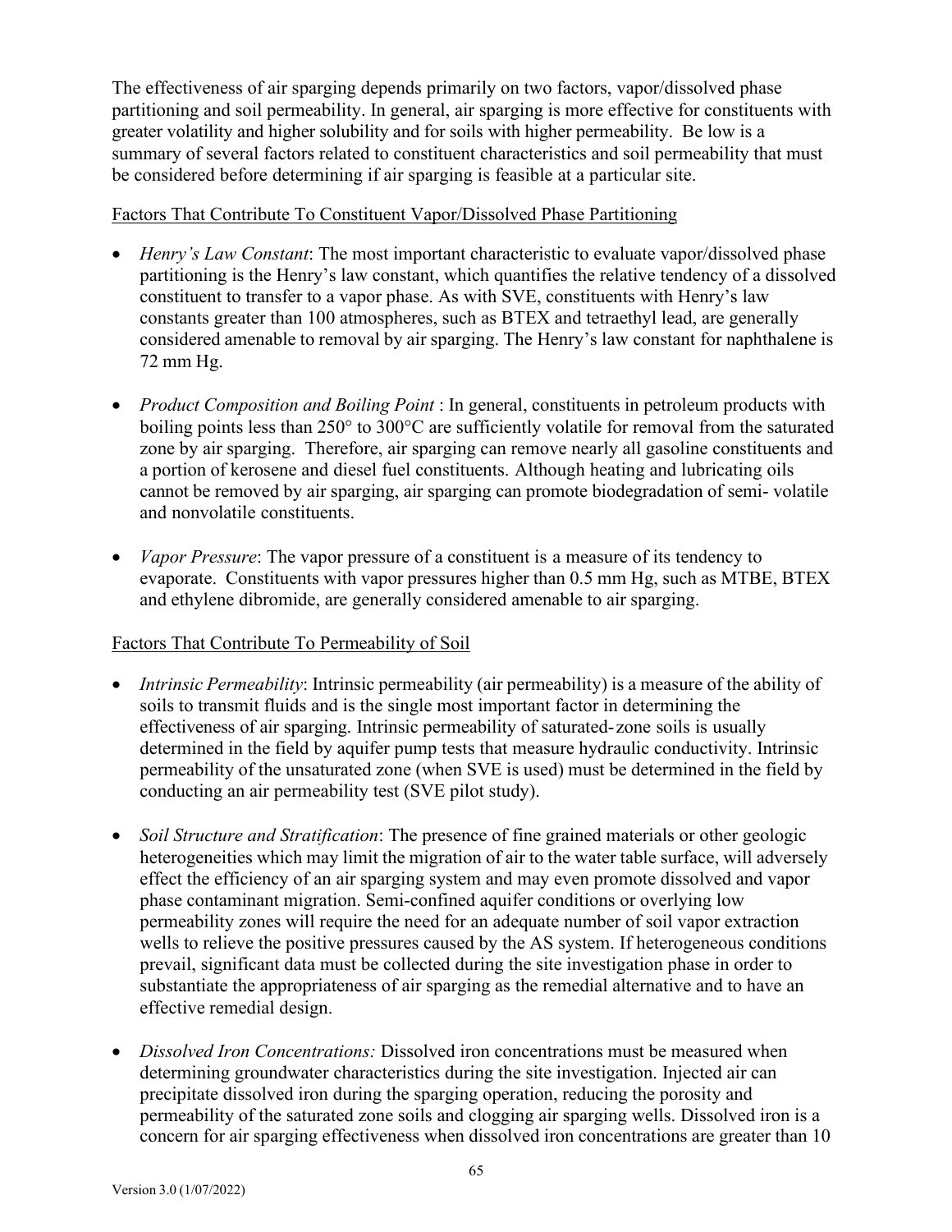The effectiveness of air sparging depends primarily on two factors, vapor/dissolved phase partitioning and soil permeability. In general, air sparging is more effective for constituents with greater volatility and higher solubility and for soils with higher permeability. Be low is a summary of several factors related to constituent characteristics and soil permeability that must be considered before determining if air sparging is feasible at a particular site.

<u>Factors That Contribute To Constituent Vapor/Dissolved Phase Partitioning</u>

- *Henry's Law Constant*: The most important characteristic to evaluate vapor/dissolved phase partitioning is the Henry's law constant, which quantifies the relative tendency of a dissolved constituent to transfer to a vapor phase. As with SVE, constituents with Henry's law constants greater than 100 atmospheres, such as BTEX and tetraethyl lead, are generally considered amenable to removal by air sparging. The Henry's law constant for naphthalene is 72 mm Hg.

- *Product Composition and Boiling Point* : In general, constituents in petroleum products with boiling points less than 250° to 300°C are sufficiently volatile for removal from the saturated zone by air sparging. Therefore, air sparging can remove nearly all gasoline constituents and a portion of kerosene and diesel fuel constituents. Although heating and lubricating oils cannot be removed by air sparging, air sparging can promote biodegradation of semi- volatile and nonvolatile constituents.

- *Vapor Pressure*: The vapor pressure of a constituent is a measure of its tendency to evaporate. Constituents with vapor pressures higher than 0.5 mm Hg, such as MTBE, BTEX and ethylene dibromide, are generally considered amenable to air sparging.

<u>Factors That Contribute To Permeability of Soil</u>

- *Intrinsic Permeability*: Intrinsic permeability (air permeability) is a measure of the ability of soils to transmit fluids and is the single most important factor in determining the effectiveness of air sparging. Intrinsic permeability of saturated-zone soils is usually determined in the field by aquifer pump tests that measure hydraulic conductivity. Intrinsic permeability of the unsaturated zone (when SVE is used) must be determined in the field by conducting an air permeability test (SVE pilot study).

- *Soil Structure and Stratification*: The presence of fine grained materials or other geologic heterogeneities which may limit the migration of air to the water table surface, will adversely effect the efficiency of an air sparging system and may even promote dissolved and vapor phase contaminant migration. Semi-confined aquifer conditions or overlying low permeability zones will require the need for an adequate number of soil vapor extraction wells to relieve the positive pressures caused by the AS system. If heterogeneous conditions prevail, significant data must be collected during the site investigation phase in order to substantiate the appropriateness of air sparging as the remedial alternative and to have an effective remedial design.

- *Dissolved Iron Concentrations:* Dissolved iron concentrations must be measured when determining groundwater characteristics during the site investigation. Injected air can precipitate dissolved iron during the sparging operation, reducing the porosity and permeability of the saturated zone soils and clogging air sparging wells. Dissolved iron is a concern for air sparging effectiveness when dissolved iron concentrations are greater than 10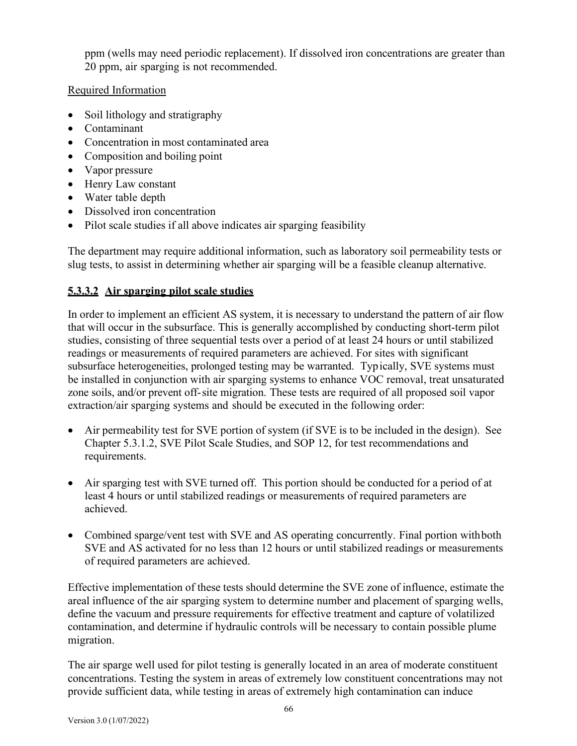ppm (wells may need periodic replacement). If dissolved iron concentrations are greater than 20 ppm, air sparging is not recommended.

Required Information

- Soil lithology and stratigraphy
- Contaminant
- Concentration in most contaminated area
- Composition and boiling point
- Vapor pressure
- Henry Law constant
- Water table depth
- Dissolved iron concentration
- Pilot scale studies if all above indicates air sparging feasibility

The department may require additional information, such as laboratory soil permeability tests or slug tests, to assist in determining whether air sparging will be a feasible cleanup alternative.

### 5.3.3.2 Air sparging pilot scale studies

In order to implement an efficient AS system, it is necessary to understand the pattern of air flow that will occur in the subsurface. This is generally accomplished by conducting short-term pilot studies, consisting of three sequential tests over a period of at least 24 hours or until stabilized readings or measurements of required parameters are achieved. For sites with significant subsurface heterogeneities, prolonged testing may be warranted. Typically, SVE systems must be installed in conjunction with air sparging systems to enhance VOC removal, treat unsaturated zone soils, and/or prevent off-site migration. These tests are required of all proposed soil vapor extraction/air sparging systems and should be executed in the following order:

- Air permeability test for SVE portion of system (if SVE is to be included in the design). See Chapter 5.3.1.2, SVE Pilot Scale Studies, and SOP 12, for test recommendations and requirements.

- Air sparging test with SVE turned off. This portion should be conducted for a period of at least 4 hours or until stabilized readings or measurements of required parameters are achieved.

- Combined sparge/vent test with SVE and AS operating concurrently. Final portion with both SVE and AS activated for no less than 12 hours or until stabilized readings or measurements of required parameters are achieved.

Effective implementation of these tests should determine the SVE zone of influence, estimate the areal influence of the air sparging system to determine number and placement of sparging wells, define the vacuum and pressure requirements for effective treatment and capture of volatilized contamination, and determine if hydraulic controls will be necessary to contain possible plume migration.

The air sparge well used for pilot testing is generally located in an area of moderate constituent concentrations. Testing the system in areas of extremely low constituent concentrations may not provide sufficient data, while testing in areas of extremely high contamination can induce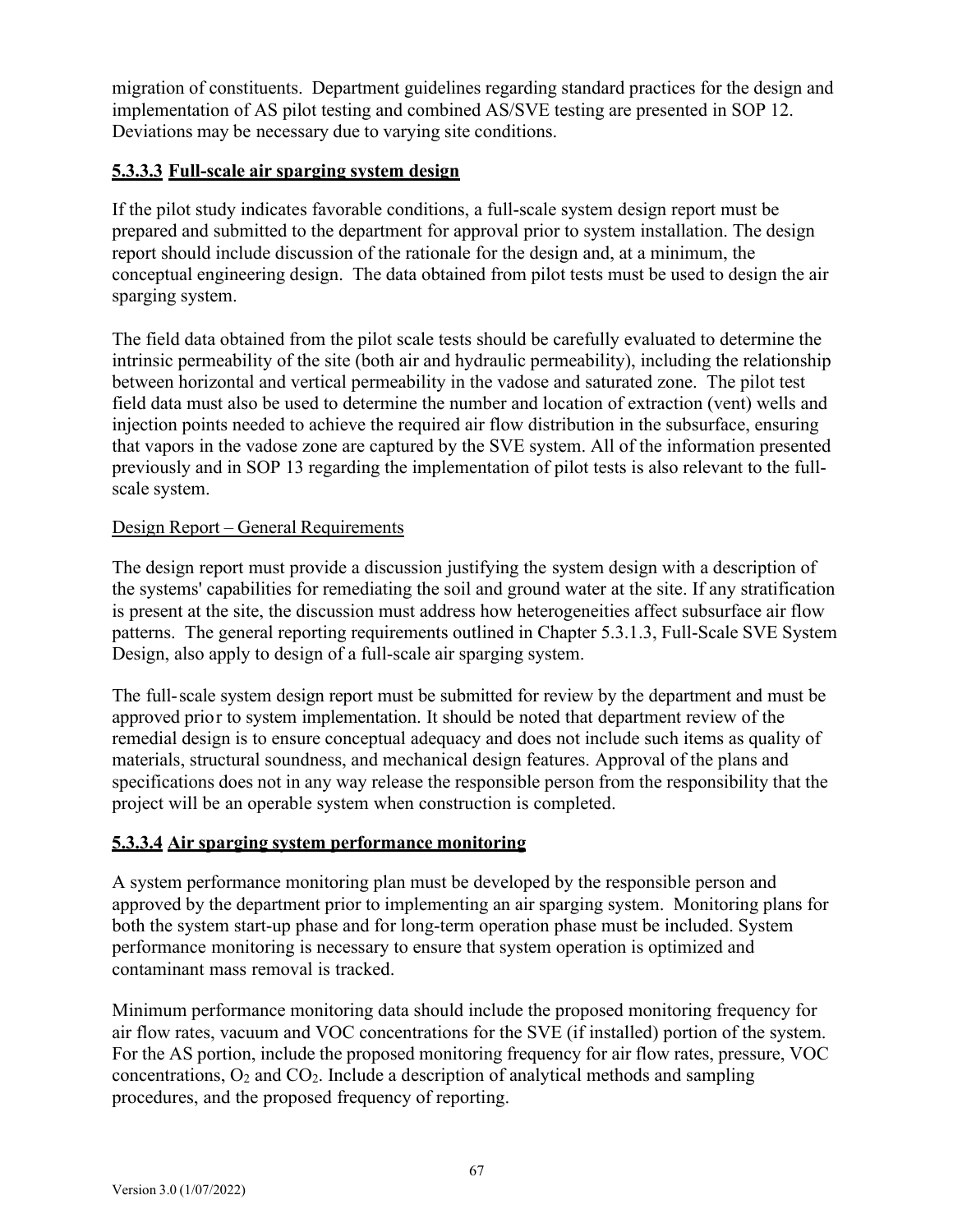migration of constituents. Department guidelines regarding standard practices for the design and implementation of AS pilot testing and combined AS/SVE testing are presented in SOP 12. Deviations may be necessary due to varying site conditions.

### 5.3.3.3 Full-scale air sparging system design

If the pilot study indicates favorable conditions, a full-scale system design report must be prepared and submitted to the department for approval prior to system installation. The design report should include discussion of the rationale for the design and, at a minimum, the conceptual engineering design. The data obtained from pilot tests must be used to design the air sparging system.

The field data obtained from the pilot scale tests should be carefully evaluated to determine the intrinsic permeability of the site (both air and hydraulic permeability), including the relationship between horizontal and vertical permeability in the vadose and saturated zone. The pilot test field data must also be used to determine the number and location of extraction (vent) wells and injection points needed to achieve the required air flow distribution in the subsurface, ensuring that vapors in the vadose zone are captured by the SVE system. All of the information presented previously and in SOP 13 regarding the implementation of pilot tests is also relevant to the full-scale system.

Design Report – General Requirements

The design report must provide a discussion justifying the system design with a description of the systems' capabilities for remediating the soil and ground water at the site. If any stratification is present at the site, the discussion must address how heterogeneities affect subsurface air flow patterns. The general reporting requirements outlined in Chapter 5.3.1.3, Full-Scale SVE System Design, also apply to design of a full-scale air sparging system.

The full-scale system design report must be submitted for review by the department and must be approved prior to system implementation. It should be noted that department review of the remedial design is to ensure conceptual adequacy and does not include such items as quality of materials, structural soundness, and mechanical design features. Approval of the plans and specifications does not in any way release the responsible person from the responsibility that the project will be an operable system when construction is completed.

### 5.3.3.4 Air sparging system performance monitoring

A system performance monitoring plan must be developed by the responsible person and approved by the department prior to implementing an air sparging system. Monitoring plans for both the system start-up phase and for long-term operation phase must be included. System performance monitoring is necessary to ensure that system operation is optimized and contaminant mass removal is tracked.

Minimum performance monitoring data should include the proposed monitoring frequency for air flow rates, vacuum and VOC concentrations for the SVE (if installed) portion of the system. For the AS portion, include the proposed monitoring frequency for air flow rates, pressure, VOC concentrations, $O_2$ and $CO_2$. Include a description of analytical methods and sampling procedures, and the proposed frequency of reporting.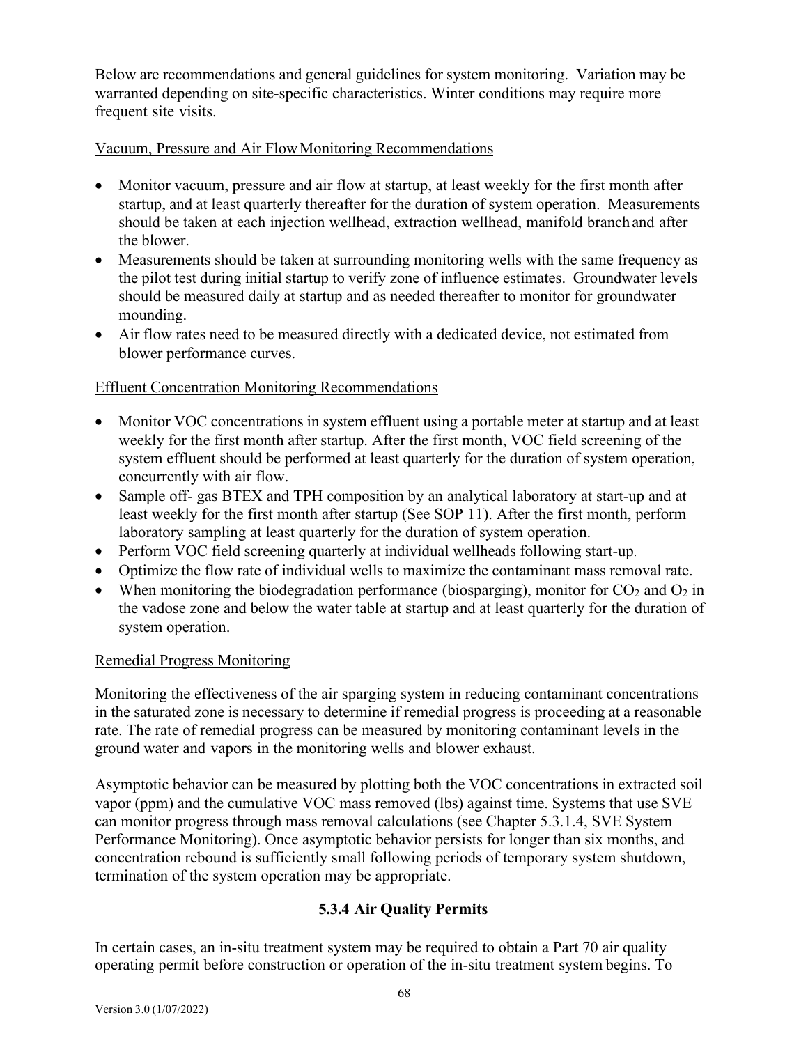Below are recommendations and general guidelines for system monitoring. Variation may be warranted depending on site-specific characteristics. Winter conditions may require more frequent site visits.

<u>Vacuum, Pressure and Air Flow Monitoring Recommendations</u>

- Monitor vacuum, pressure and air flow at startup, at least weekly for the first month after startup, and at least quarterly thereafter for the duration of system operation. Measurements should be taken at each injection wellhead, extraction wellhead, manifold branch and after the blower.
- Measurements should be taken at surrounding monitoring wells with the same frequency as the pilot test during initial startup to verify zone of influence estimates. Groundwater levels should be measured daily at startup and as needed thereafter to monitor for groundwater mounding.
- Air flow rates need to be measured directly with a dedicated device, not estimated from blower performance curves.

<u>Effluent Concentration Monitoring Recommendations</u>

- Monitor VOC concentrations in system effluent using a portable meter at startup and at least weekly for the first month after startup. After the first month, VOC field screening of the system effluent should be performed at least quarterly for the duration of system operation, concurrently with air flow.
- Sample off- gas BTEX and TPH composition by an analytical laboratory at start-up and at least weekly for the first month after startup (See SOP 11). After the first month, perform laboratory sampling at least quarterly for the duration of system operation.
- Perform VOC field screening quarterly at individual wellheads following start-up.
- Optimize the flow rate of individual wells to maximize the contaminant mass removal rate.
- When monitoring the biodegradation performance (biosparging), monitor for $CO_2$ and $O_2$ in the vadose zone and below the water table at startup and at least quarterly for the duration of system operation.

<u>Remedial Progress Monitoring</u>

Monitoring the effectiveness of the air sparging system in reducing contaminant concentrations in the saturated zone is necessary to determine if remedial progress is proceeding at a reasonable rate. The rate of remedial progress can be measured by monitoring contaminant levels in the ground water and vapors in the monitoring wells and blower exhaust.

Asymptotic behavior can be measured by plotting both the VOC concentrations in extracted soil vapor (ppm) and the cumulative VOC mass removed (lbs) against time. Systems that use SVE can monitor progress through mass removal calculations (see Chapter 5.3.1.4, SVE System Performance Monitoring). Once asymptotic behavior persists for longer than six months, and concentration rebound is sufficiently small following periods of temporary system shutdown, termination of the system operation may be appropriate.

### 5.3.4 Air Quality Permits

In certain cases, an in-situ treatment system may be required to obtain a Part 70 air quality operating permit before construction or operation of the in-situ treatment system begins. To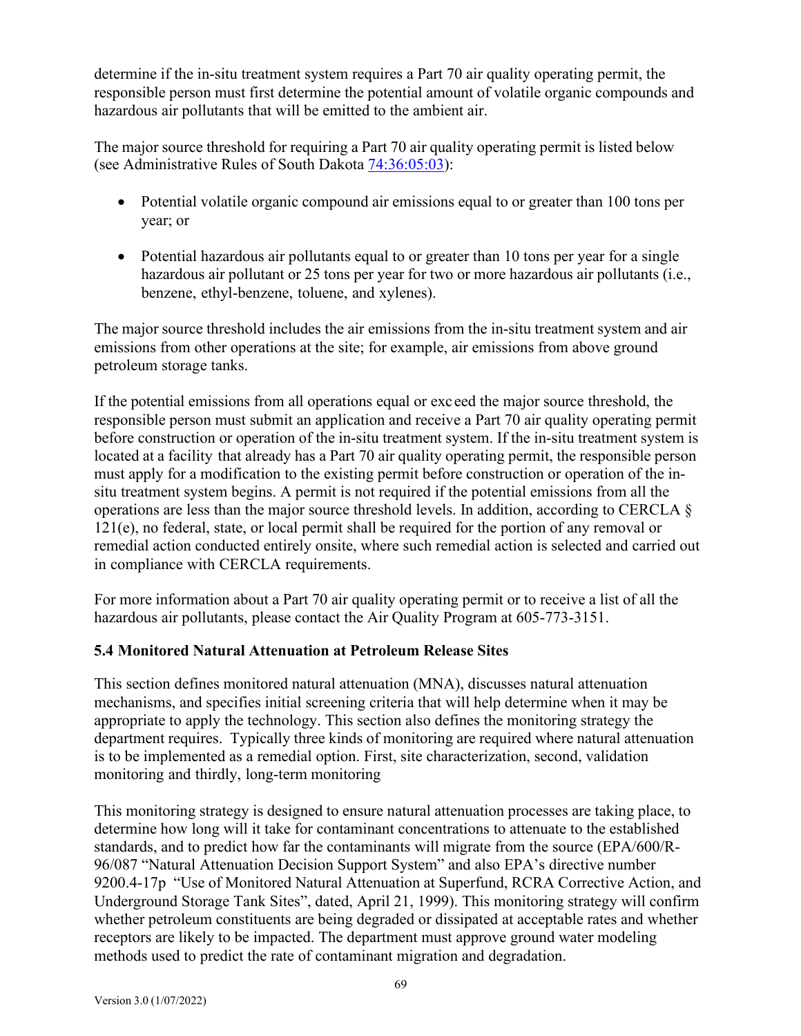determine if the in-situ treatment system requires a Part 70 air quality operating permit, the responsible person must first determine the potential amount of volatile organic compounds and hazardous air pollutants that will be emitted to the ambient air.

The major source threshold for requiring a Part 70 air quality operating permit is listed below (see Administrative Rules of South Dakota [74:36:05:03](74:36:05:03)):

- Potential volatile organic compound air emissions equal to or greater than 100 tons per year; or
- Potential hazardous air pollutants equal to or greater than 10 tons per year for a single hazardous air pollutant or 25 tons per year for two or more hazardous air pollutants (i.e., benzene, ethyl-benzene, toluene, and xylenes).

The major source threshold includes the air emissions from the in-situ treatment system and air emissions from other operations at the site; for example, air emissions from above ground petroleum storage tanks.

If the potential emissions from all operations equal or exceed the major source threshold, the responsible person must submit an application and receive a Part 70 air quality operating permit before construction or operation of the in-situ treatment system. If the in-situ treatment system is located at a facility that already has a Part 70 air quality operating permit, the responsible person must apply for a modification to the existing permit before construction or operation of the in-situ treatment system begins. A permit is not required if the potential emissions from all the operations are less than the major source threshold levels. In addition, according to CERCLA § 121(e), no federal, state, or local permit shall be required for the portion of any removal or remedial action conducted entirely onsite, where such remedial action is selected and carried out in compliance with CERCLA requirements.

For more information about a Part 70 air quality operating permit or to receive a list of all the hazardous air pollutants, please contact the Air Quality Program at 605-773-3151.

### 5.4 Monitored Natural Attenuation at Petroleum Release Sites

This section defines monitored natural attenuation (MNA), discusses natural attenuation mechanisms, and specifies initial screening criteria that will help determine when it may be appropriate to apply the technology. This section also defines the monitoring strategy the department requires. Typically three kinds of monitoring are required where natural attenuation is to be implemented as a remedial option. First, site characterization, second, validation monitoring and thirdly, long-term monitoring

This monitoring strategy is designed to ensure natural attenuation processes are taking place, to determine how long will it take for contaminant concentrations to attenuate to the established standards, and to predict how far the contaminants will migrate from the source (EPA/600/R-96/087 "Natural Attenuation Decision Support System" and also EPA's directive number 9200.4-17p "Use of Monitored Natural Attenuation at Superfund, RCRA Corrective Action, and Underground Storage Tank Sites", dated, April 21, 1999). This monitoring strategy will confirm whether petroleum constituents are being degraded or dissipated at acceptable rates and whether receptors are likely to be impacted. The department must approve ground water modeling methods used to predict the rate of contaminant migration and degradation.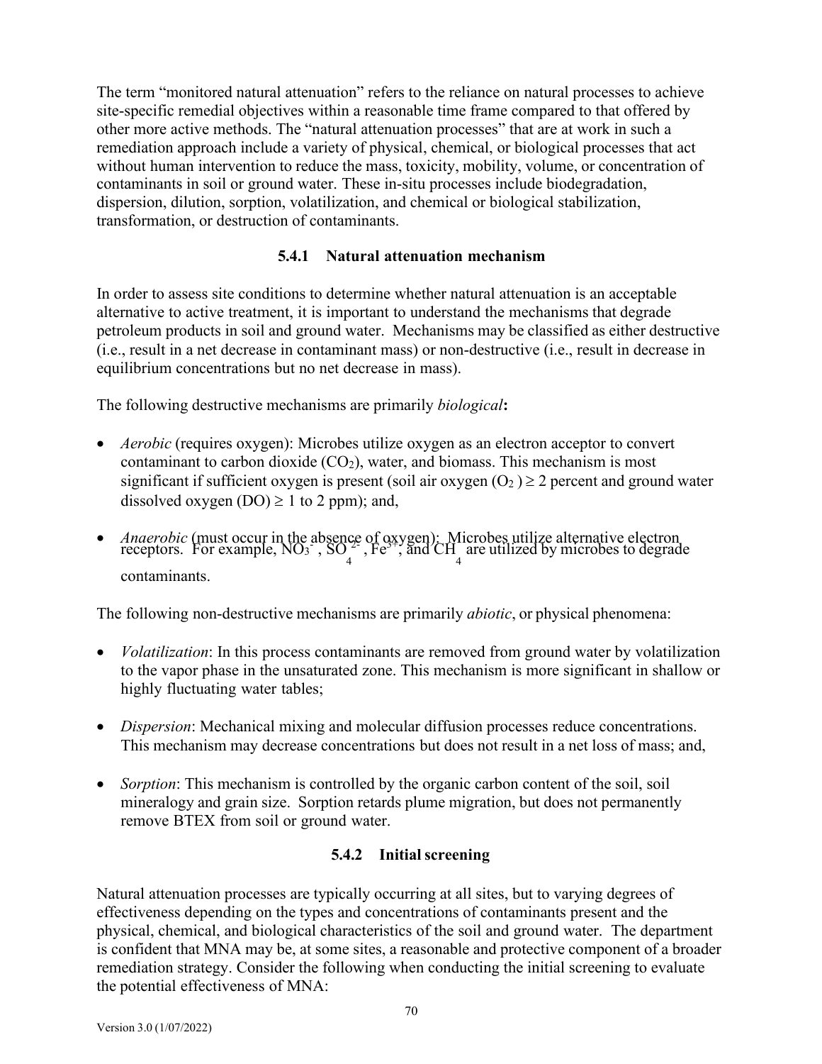The term "monitored natural attenuation" refers to the reliance on natural processes to achieve site-specific remedial objectives within a reasonable time frame compared to that offered by other more active methods. The "natural attenuation processes" that are at work in such a remediation approach include a variety of physical, chemical, or biological processes that act without human intervention to reduce the mass, toxicity, mobility, volume, or concentration of contaminants in soil or ground water. These in-situ processes include biodegradation, dispersion, dilution, sorption, volatilization, and chemical or biological stabilization, transformation, or destruction of contaminants.

### 5.4.1 Natural attenuation mechanism

In order to assess site conditions to determine whether natural attenuation is an acceptable alternative to active treatment, it is important to understand the mechanisms that degrade petroleum products in soil and ground water. Mechanisms may be classified as either destructive (i.e., result in a net decrease in contaminant mass) or non-destructive (i.e., result in decrease in equilibrium concentrations but no net decrease in mass).

The following destructive mechanisms are primarily *biological***:**

- *Aerobic* (requires oxygen): Microbes utilize oxygen as an electron acceptor to convert contaminant to carbon dioxide ($CO_2$), water, and biomass. This mechanism is most significant if sufficient oxygen is present (soil air oxygen ($O_2$) $\geq$ 2 percent and ground water dissolved oxygen (DO) $\geq$ 1 to 2 ppm); and,
- *Anaerobic* (must occur in the absence of oxygen): Microbes utilize alternative electron receptors. For example, $NO_3^-$, $SO_4^{2-}$, $Fe^{3+}$, and $CH_4$ are utilized by microbes to degrade contaminants.

The following non-destructive mechanisms are primarily *abiotic*, or physical phenomena:

- *Volatilization*: In this process contaminants are removed from ground water by volatilization to the vapor phase in the unsaturated zone. This mechanism is more significant in shallow or highly fluctuating water tables;
- *Dispersion*: Mechanical mixing and molecular diffusion processes reduce concentrations. This mechanism may decrease concentrations but does not result in a net loss of mass; and,
- *Sorption*: This mechanism is controlled by the organic carbon content of the soil, soil mineralogy and grain size. Sorption retards plume migration, but does not permanently remove BTEX from soil or ground water.

### 5.4.2 Initial screening

Natural attenuation processes are typically occurring at all sites, but to varying degrees of effectiveness depending on the types and concentrations of contaminants present and the physical, chemical, and biological characteristics of the soil and ground water. The department is confident that MNA may be, at some sites, a reasonable and protective component of a broader remediation strategy. Consider the following when conducting the initial screening to evaluate the potential effectiveness of MNA: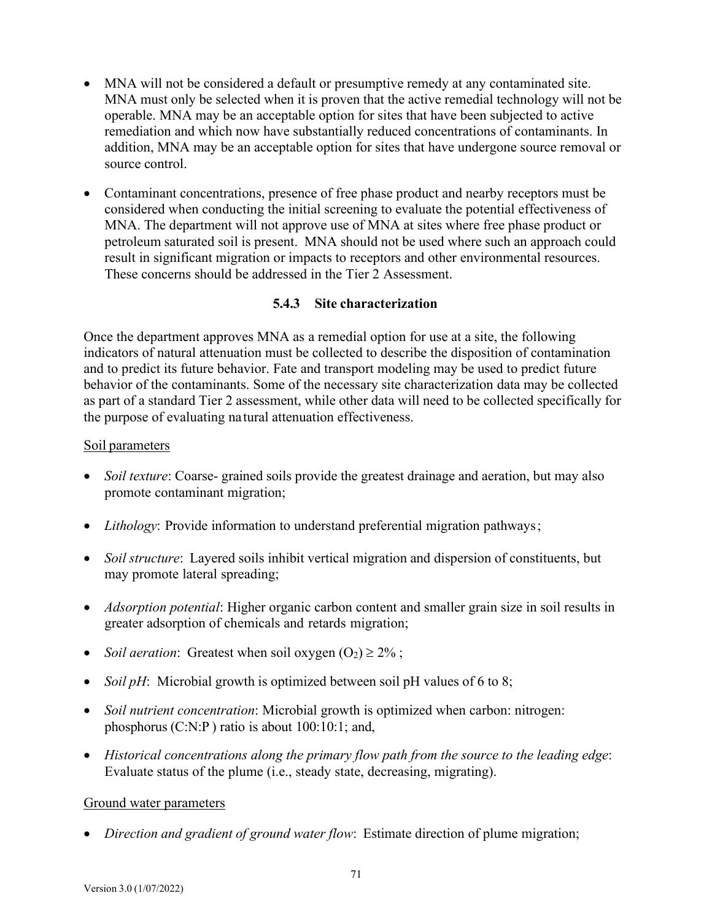- MNA will not be considered a default or presumptive remedy at any contaminated site. MNA must only be selected when it is proven that the active remedial technology will not be operable. MNA may be an acceptable option for sites that have been subjected to active remediation and which now have substantially reduced concentrations of contaminants. In addition, MNA may be an acceptable option for sites that have undergone source removal or source control.

- Contaminant concentrations, presence of free phase product and nearby receptors must be considered when conducting the initial screening to evaluate the potential effectiveness of MNA. The department will not approve use of MNA at sites where free phase product or petroleum saturated soil is present. MNA should not be used where such an approach could result in significant migration or impacts to receptors and other environmental resources. These concerns should be addressed in the Tier 2 Assessment.

### 5.4.3 Site characterization

Once the department approves MNA as a remedial option for use at a site, the following indicators of natural attenuation must be collected to describe the disposition of contamination and to predict its future behavior. Fate and transport modeling may be used to predict future behavior of the contaminants. Some of the necessary site characterization data may be collected as part of a standard Tier 2 assessment, while other data will need to be collected specifically for the purpose of evaluating natural attenuation effectiveness.

Soil parameters

- *Soil texture*: Coarse- grained soils provide the greatest drainage and aeration, but may also promote contaminant migration;

- *Lithology*: Provide information to understand preferential migration pathways;

- *Soil structure*: Layered soils inhibit vertical migration and dispersion of constituents, but may promote lateral spreading;

- *Adsorption potential*: Higher organic carbon content and smaller grain size in soil results in greater adsorption of chemicals and retards migration;

- *Soil aeration*: Greatest when soil oxygen ($O_2$) $\geq$ 2% ;

- *Soil pH*: Microbial growth is optimized between soil pH values of 6 to 8;

- *Soil nutrient concentration*: Microbial growth is optimized when carbon: nitrogen: phosphorus (C:N:P) ratio is about 100:10:1; and,

- *Historical concentrations along the primary flow path from the source to the leading edge*: Evaluate status of the plume (i.e., steady state, decreasing, migrating).

Ground water parameters

- *Direction and gradient of ground water flow*: Estimate direction of plume migration;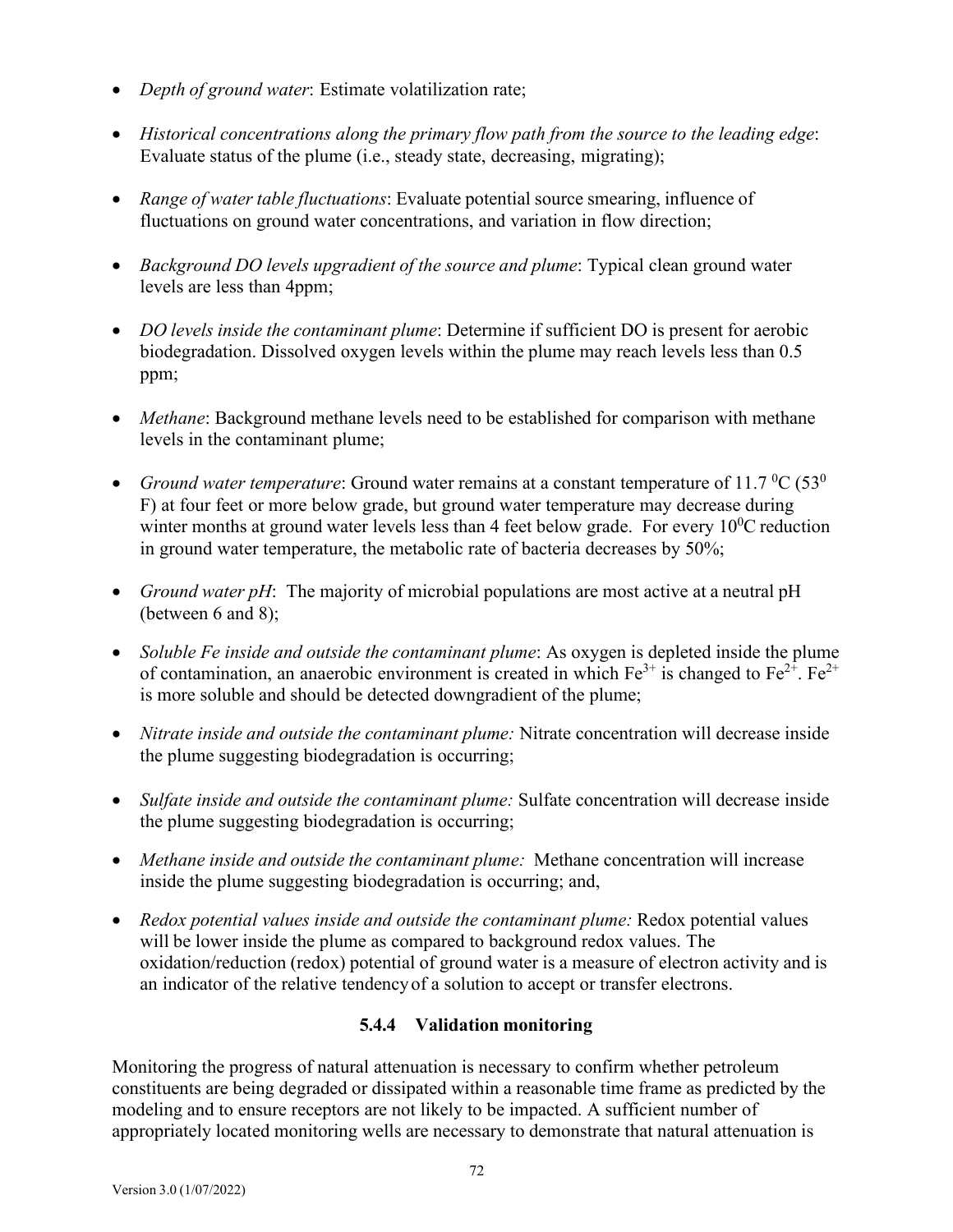- *Depth of ground water*: Estimate volatilization rate;

- *Historical concentrations along the primary flow path from the source to the leading edge*: Evaluate status of the plume (i.e., steady state, decreasing, migrating);

- *Range of water table fluctuations*: Evaluate potential source smearing, influence of fluctuations on ground water concentrations, and variation in flow direction;

- *Background DO levels upgradient of the source and plume*: Typical clean ground water levels are less than 4ppm;

- *DO levels inside the contaminant plume*: Determine if sufficient DO is present for aerobic biodegradation. Dissolved oxygen levels within the plume may reach levels less than 0.5 ppm;

- *Methane*: Background methane levels need to be established for comparison with methane levels in the contaminant plume;

- *Ground water temperature*: Ground water remains at a constant temperature of 11.7 $^0$C (53$^0$ F) at four feet or more below grade, but ground water temperature may decrease during winter months at ground water levels less than 4 feet below grade. For every 10$^0$C reduction in ground water temperature, the metabolic rate of bacteria decreases by 50%;

- *Ground water pH*: The majority of microbial populations are most active at a neutral pH (between 6 and 8);

- *Soluble Fe inside and outside the contaminant plume*: As oxygen is depleted inside the plume of contamination, an anaerobic environment is created in which $Fe^{3+}$ is changed to $Fe^{2+}$. $Fe^{2+}$ is more soluble and should be detected downgradient of the plume;

- *Nitrate inside and outside the contaminant plume:* Nitrate concentration will decrease inside the plume suggesting biodegradation is occurring;

- *Sulfate inside and outside the contaminant plume:* Sulfate concentration will decrease inside the plume suggesting biodegradation is occurring;

- *Methane inside and outside the contaminant plume:* Methane concentration will increase inside the plume suggesting biodegradation is occurring; and,

- *Redox potential values inside and outside the contaminant plume:* Redox potential values will be lower inside the plume as compared to background redox values. The oxidation/reduction (redox) potential of ground water is a measure of electron activity and is an indicator of the relative tendency of a solution to accept or transfer electrons.

### 5.4.4 Validation monitoring

Monitoring the progress of natural attenuation is necessary to confirm whether petroleum constituents are being degraded or dissipated within a reasonable time frame as predicted by the modeling and to ensure receptors are not likely to be impacted. A sufficient number of appropriately located monitoring wells are necessary to demonstrate that natural attenuation is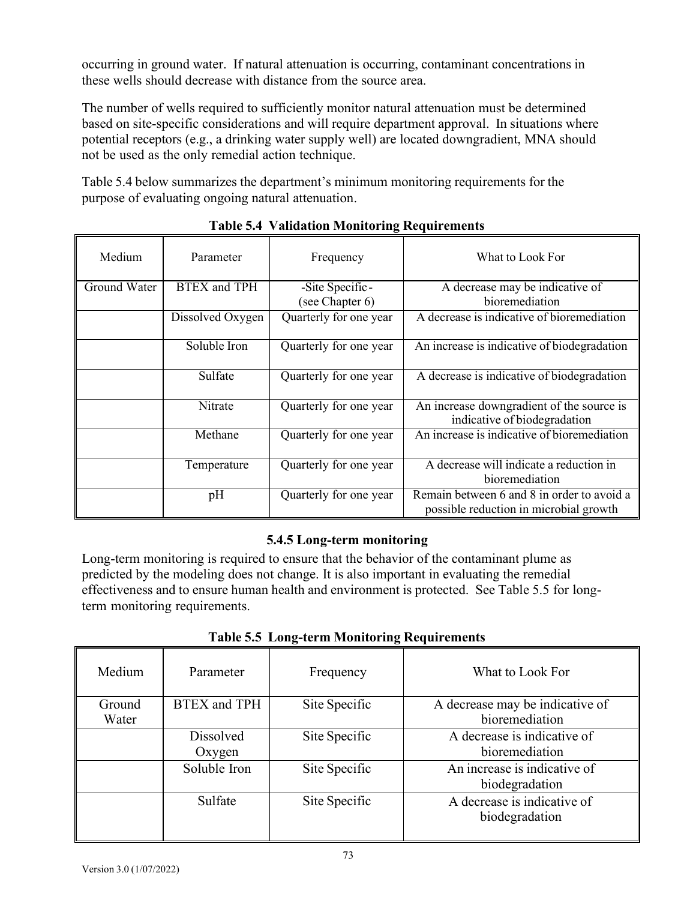occurring in ground water. If natural attenuation is occurring, contaminant concentrations in these wells should decrease with distance from the source area.

The number of wells required to sufficiently monitor natural attenuation must be determined based on site-specific considerations and will require department approval. In situations where potential receptors (e.g., a drinking water supply well) are located downgradient, MNA should not be used as the only remedial action technique.

Table 5.4 below summarizes the department's minimum monitoring requirements for the purpose of evaluating ongoing natural attenuation.

**Table 5.4 Validation Monitoring Requirements**

| Medium | Parameter | Frequency | What to Look For |
|---|---|---|---|
| Ground Water | BTEX and TPH | -Site Specific- (see Chapter 6) | A decrease may be indicative of bioremediation |
| | Dissolved Oxygen | Quarterly for one year | A decrease is indicative of bioremediation |
| | Soluble Iron | Quarterly for one year | An increase is indicative of biodegradation |
| | Sulfate | Quarterly for one year | A decrease is indicative of biodegradation |
| | Nitrate | Quarterly for one year | An increase downgradient of the source is indicative of biodegradation |
| | Methane | Quarterly for one year | An increase is indicative of bioremediation |
| | Temperature | Quarterly for one year | A decrease will indicate a reduction in bioremediation |
| | pH | Quarterly for one year | Remain between 6 and 8 in order to avoid a possible reduction in microbial growth |

### 5.4.5 Long-term monitoring

Long-term monitoring is required to ensure that the behavior of the contaminant plume as predicted by the modeling does not change. It is also important in evaluating the remedial effectiveness and to ensure human health and environment is protected. See Table 5.5 for long-term monitoring requirements.

**Table 5.5 Long-term Monitoring Requirements**

| Medium | Parameter | Frequency | What to Look For |
|---|---|---|---|
| Ground Water | BTEX and TPH | Site Specific | A decrease may be indicative of bioremediation |
| | Dissolved Oxygen | Site Specific | A decrease is indicative of bioremediation |
| | Soluble Iron | Site Specific | An increase is indicative of biodegradation |
| | Sulfate | Site Specific | A decrease is indicative of biodegradation |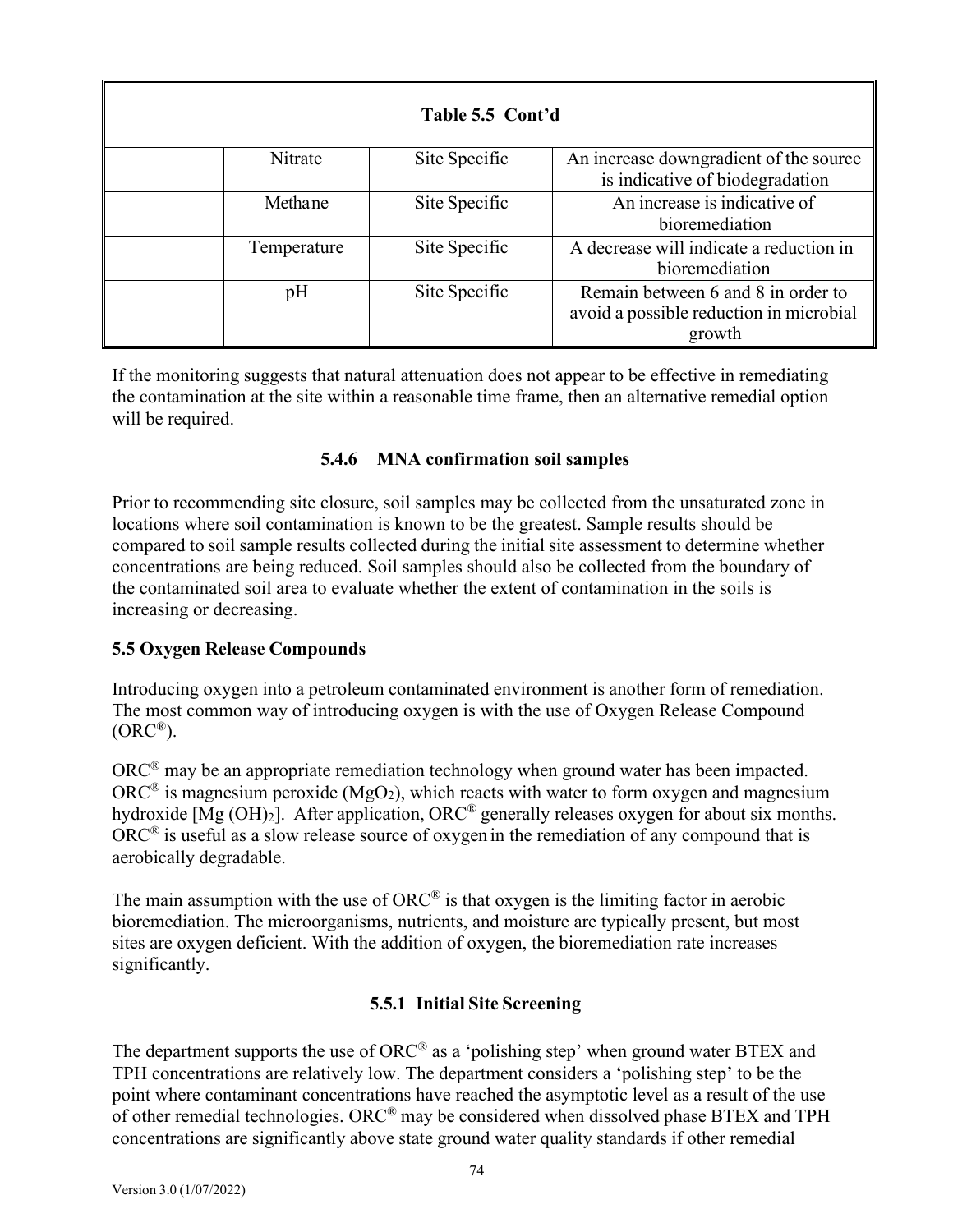| Table 5.5 Cont'd | | | |
|---|---|---|---|
| | Nitrate | Site Specific | An increase downgradient of the source is indicative of biodegradation |
| | Methane | Site Specific | An increase is indicative of bioremediation |
| | Temperature | Site Specific | A decrease will indicate a reduction in bioremediation |
| | pH | Site Specific | Remain between 6 and 8 in order to avoid a possible reduction in microbial growth |

If the monitoring suggests that natural attenuation does not appear to be effective in remediating the contamination at the site within a reasonable time frame, then an alternative remedial option will be required.

#### 5.4.6 MNA confirmation soil samples

Prior to recommending site closure, soil samples may be collected from the unsaturated zone in locations where soil contamination is known to be the greatest. Sample results should be compared to soil sample results collected during the initial site assessment to determine whether concentrations are being reduced. Soil samples should also be collected from the boundary of the contaminated soil area to evaluate whether the extent of contamination in the soils is increasing or decreasing.

### 5.5 Oxygen Release Compounds

Introducing oxygen into a petroleum contaminated environment is another form of remediation. The most common way of introducing oxygen is with the use of Oxygen Release Compound (ORC®).

ORC® may be an appropriate remediation technology when ground water has been impacted. ORC® is magnesium peroxide ($MgO_2$), which reacts with water to form oxygen and magnesium hydroxide [$Mg(OH)_2$]. After application, ORC® generally releases oxygen for about six months. ORC® is useful as a slow release source of oxygen in the remediation of any compound that is aerobically degradable.

The main assumption with the use of ORC® is that oxygen is the limiting factor in aerobic bioremediation. The microorganisms, nutrients, and moisture are typically present, but most sites are oxygen deficient. With the addition of oxygen, the bioremediation rate increases significantly.

#### 5.5.1 Initial Site Screening

The department supports the use of ORC® as a 'polishing step' when ground water BTEX and TPH concentrations are relatively low. The department considers a 'polishing step' to be the point where contaminant concentrations have reached the asymptotic level as a result of the use of other remedial technologies. ORC® may be considered when dissolved phase BTEX and TPH concentrations are significantly above state ground water quality standards if other remedial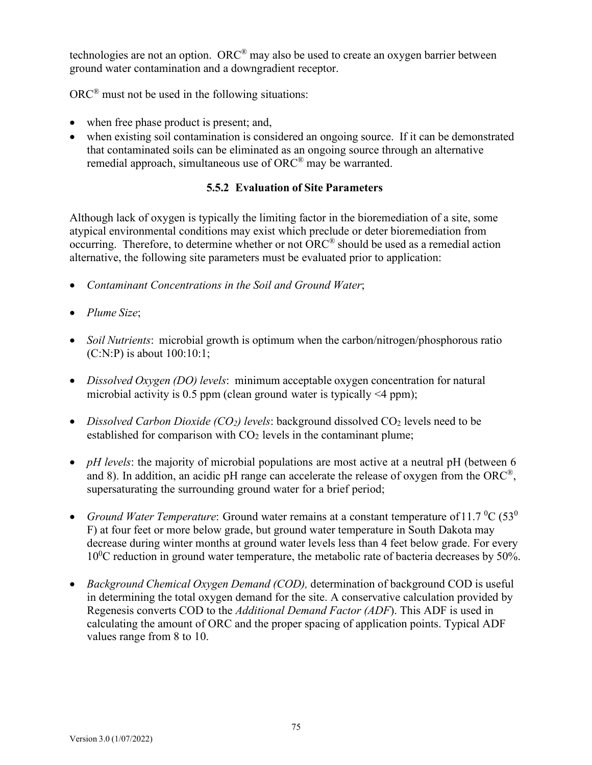technologies are not an option. ORC® may also be used to create an oxygen barrier between ground water contamination and a downgradient receptor.

ORC® must not be used in the following situations:

- when free phase product is present; and,
- when existing soil contamination is considered an ongoing source. If it can be demonstrated that contaminated soils can be eliminated as an ongoing source through an alternative remedial approach, simultaneous use of ORC® may be warranted.

### 5.5.2 Evaluation of Site Parameters

Although lack of oxygen is typically the limiting factor in the bioremediation of a site, some atypical environmental conditions may exist which preclude or deter bioremediation from occurring. Therefore, to determine whether or not ORC® should be used as a remedial action alternative, the following site parameters must be evaluated prior to application:

- *Contaminant Concentrations in the Soil and Ground Water*;

- *Plume Size*;

- *Soil Nutrients*: microbial growth is optimum when the carbon/nitrogen/phosphorous ratio (C:N:P) is about 100:10:1;

- *Dissolved Oxygen (DO) levels*: minimum acceptable oxygen concentration for natural microbial activity is 0.5 ppm (clean ground water is typically <4 ppm);

- *Dissolved Carbon Dioxide ($CO_2$) levels*: background dissolved $CO_2$ levels need to be established for comparison with $CO_2$ levels in the contaminant plume;

- *pH levels*: the majority of microbial populations are most active at a neutral pH (between 6 and 8). In addition, an acidic pH range can accelerate the release of oxygen from the ORC®, supersaturating the surrounding ground water for a brief period;

- *Ground Water Temperature*: Ground water remains at a constant temperature of 11.7 $^0$C (53$^0$ F) at four feet or more below grade, but ground water temperature in South Dakota may decrease during winter months at ground water levels less than 4 feet below grade. For every 10$^0$C reduction in ground water temperature, the metabolic rate of bacteria decreases by 50%.

- *Background Chemical Oxygen Demand (COD),* determination of background COD is useful in determining the total oxygen demand for the site. A conservative calculation provided by Regenesis converts COD to the *Additional Demand Factor (ADF*). This ADF is used in calculating the amount of ORC and the proper spacing of application points. Typical ADF values range from 8 to 10.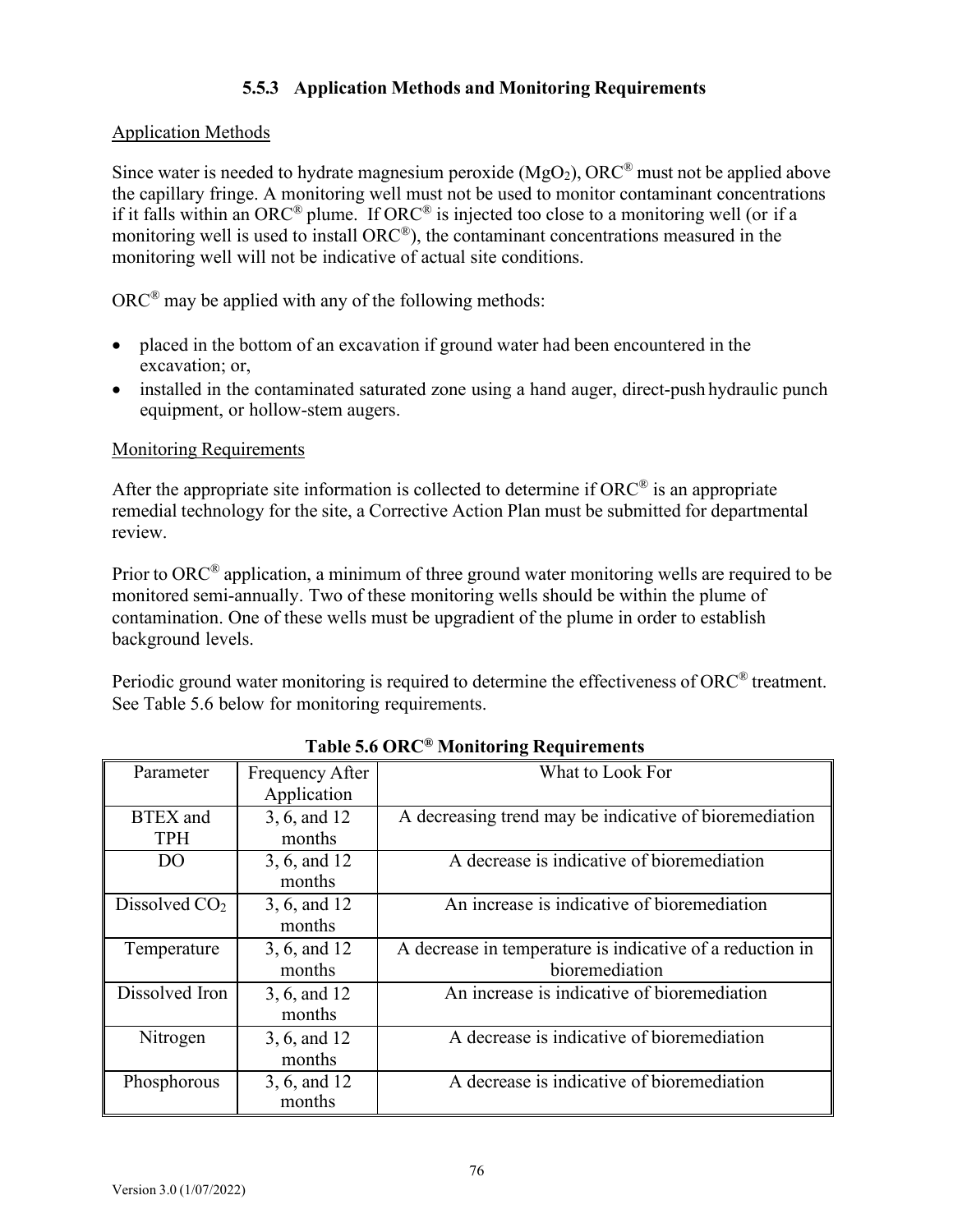### 5.5.3 Application Methods and Monitoring Requirements

Application Methods

Since water is needed to hydrate magnesium peroxide ($MgO_2$), ORC® must not be applied above the capillary fringe. A monitoring well must not be used to monitor contaminant concentrations if it falls within an ORC® plume. If ORC® is injected too close to a monitoring well (or if a monitoring well is used to install ORC®), the contaminant concentrations measured in the monitoring well will not be indicative of actual site conditions.

ORC® may be applied with any of the following methods:

- placed in the bottom of an excavation if ground water had been encountered in the excavation; or,
- installed in the contaminated saturated zone using a hand auger, direct-push hydraulic punch equipment, or hollow-stem augers.

Monitoring Requirements

After the appropriate site information is collected to determine if ORC® is an appropriate remedial technology for the site, a Corrective Action Plan must be submitted for departmental review.

Prior to ORC® application, a minimum of three ground water monitoring wells are required to be monitored semi-annually. Two of these monitoring wells should be within the plume of contamination. One of these wells must be upgradient of the plume in order to establish background levels.

Periodic ground water monitoring is required to determine the effectiveness of ORC® treatment. See Table 5.6 below for monitoring requirements.

**Table 5.6 ORC® Monitoring Requirements**

| Parameter | Frequency After Application | What to Look For |
|---|---|---|
| BTEX and TPH | 3, 6, and 12 months | A decreasing trend may be indicative of bioremediation |
| DO | 3, 6, and 12 months | A decrease is indicative of bioremediation |
| Dissolved $CO_2$ | 3, 6, and 12 months | An increase is indicative of bioremediation |
| Temperature | 3, 6, and 12 months | A decrease in temperature is indicative of a reduction in bioremediation |
| Dissolved Iron | 3, 6, and 12 months | An increase is indicative of bioremediation |
| Nitrogen | 3, 6, and 12 months | A decrease is indicative of bioremediation |
| Phosphorous | 3, 6, and 12 months | A decrease is indicative of bioremediation |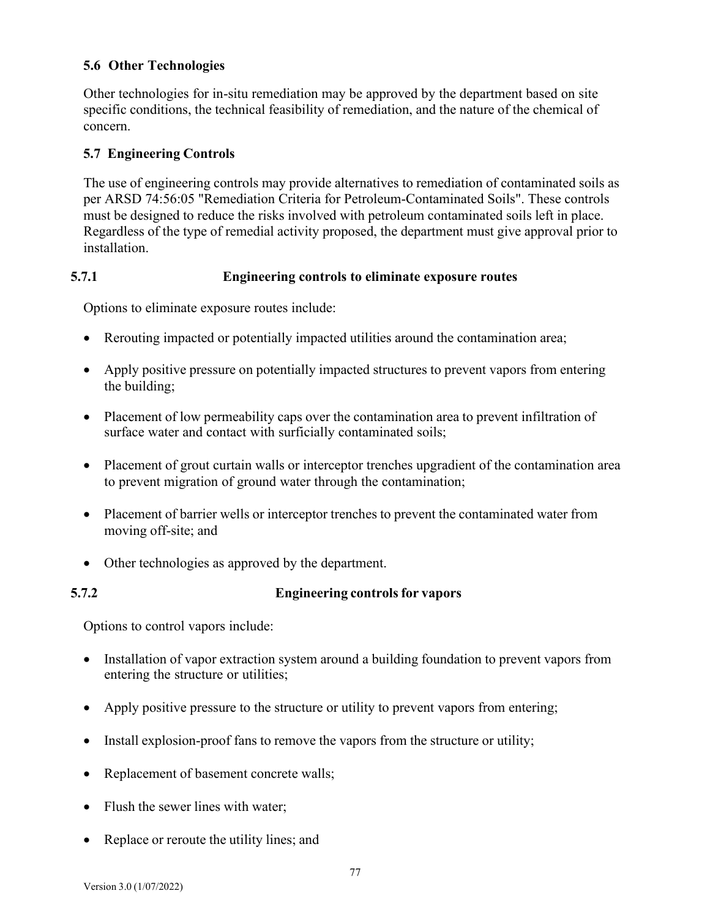### 5.6 Other Technologies

Other technologies for in-situ remediation may be approved by the department based on site specific conditions, the technical feasibility of remediation, and the nature of the chemical of concern.

### 5.7 Engineering Controls

The use of engineering controls may provide alternatives to remediation of contaminated soils as per ARSD 74:56:05 "Remediation Criteria for Petroleum-Contaminated Soils". These controls must be designed to reduce the risks involved with petroleum contaminated soils left in place. Regardless of the type of remedial activity proposed, the department must give approval prior to installation.

#### 5.7.1 Engineering controls to eliminate exposure routes

Options to eliminate exposure routes include:

- Rerouting impacted or potentially impacted utilities around the contamination area;
- Apply positive pressure on potentially impacted structures to prevent vapors from entering the building;
- Placement of low permeability caps over the contamination area to prevent infiltration of surface water and contact with surficially contaminated soils;
- Placement of grout curtain walls or interceptor trenches upgradient of the contamination area to prevent migration of ground water through the contamination;
- Placement of barrier wells or interceptor trenches to prevent the contaminated water from moving off-site; and
- Other technologies as approved by the department.

#### 5.7.2 Engineering controls for vapors

Options to control vapors include:

- Installation of vapor extraction system around a building foundation to prevent vapors from entering the structure or utilities;
- Apply positive pressure to the structure or utility to prevent vapors from entering;
- Install explosion-proof fans to remove the vapors from the structure or utility;
- Replacement of basement concrete walls;
- Flush the sewer lines with water;
- Replace or reroute the utility lines; and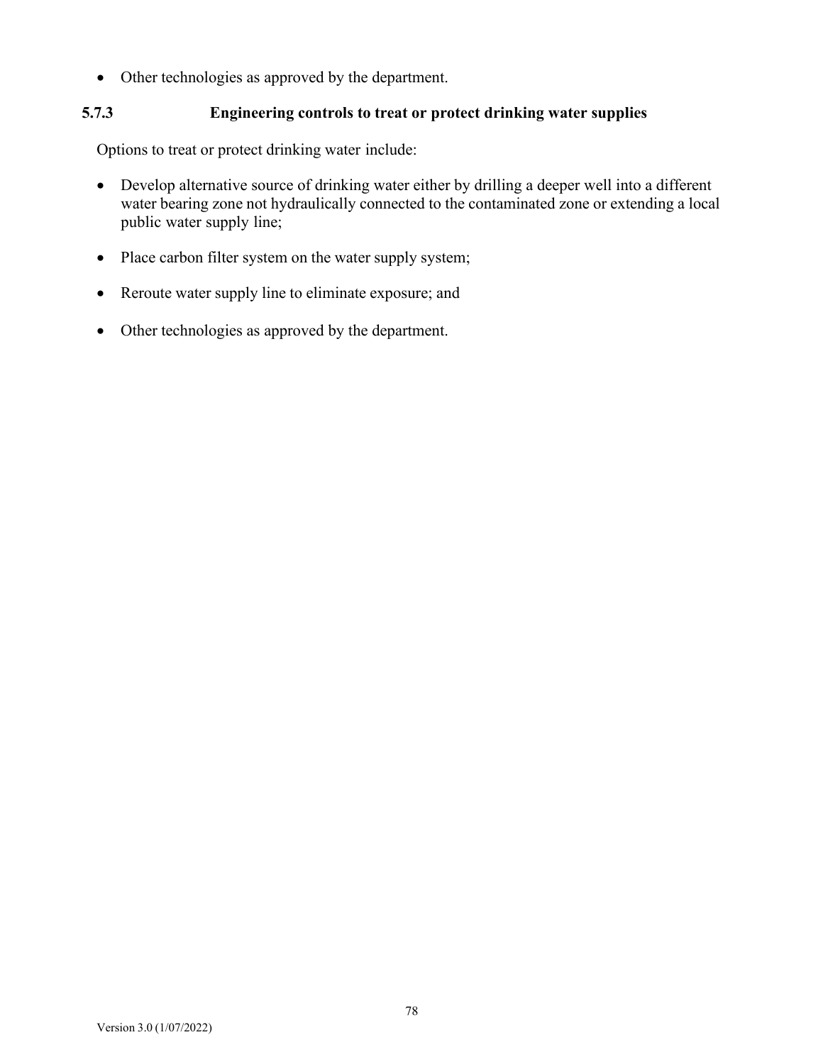- Other technologies as approved by the department.

### 5.7.3 Engineering controls to treat or protect drinking water supplies

Options to treat or protect drinking water include:

- Develop alternative source of drinking water either by drilling a deeper well into a different water bearing zone not hydraulically connected to the contaminated zone or extending a local public water supply line;
- Place carbon filter system on the water supply system;
- Reroute water supply line to eliminate exposure; and
- Other technologies as approved by the department.